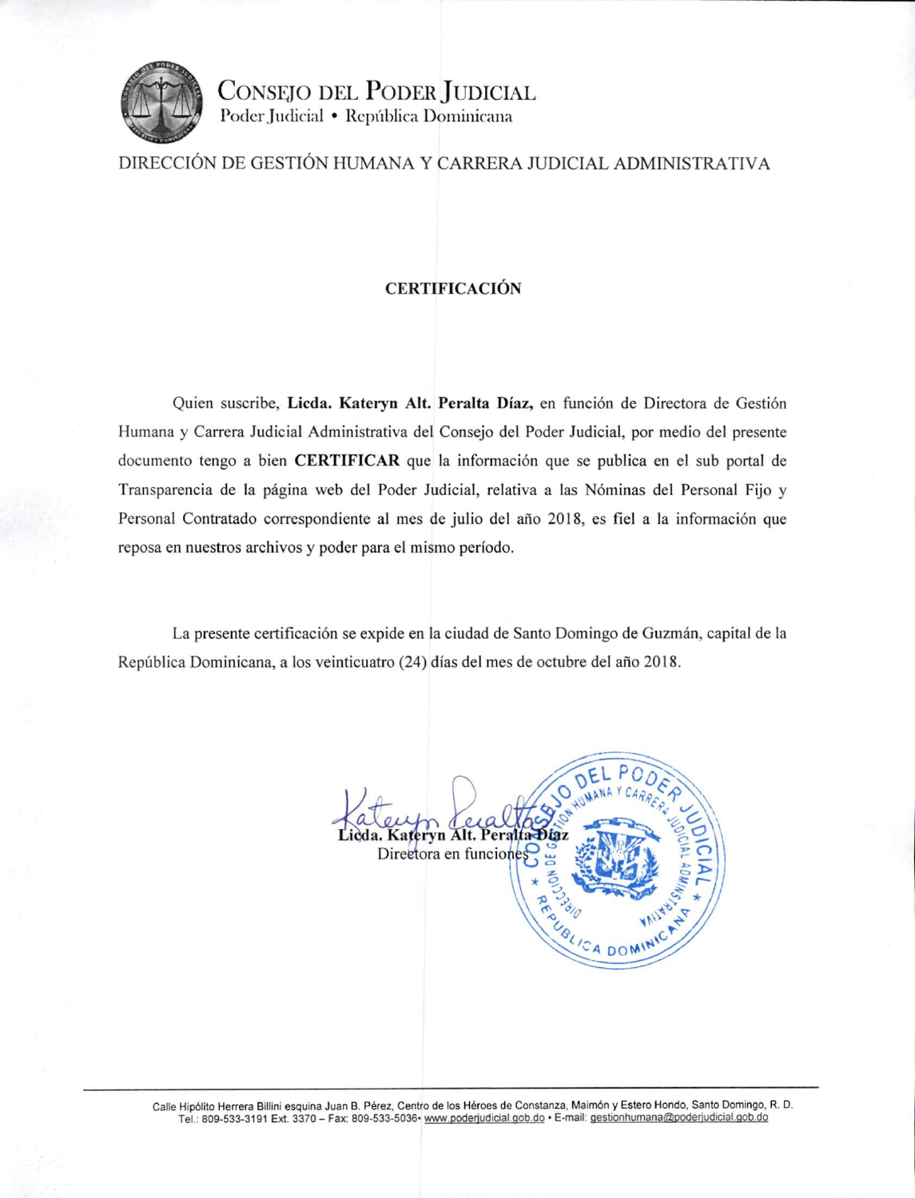# CONSEJO DEL PODER JUDICIAL

Poder Judicial • República Dominicana

DIRECCIÓN DE GESTIÓN HUMANA Y CARRERA JUDICIAL ADMINISTRATIVA

## CERTIFICACIÓN

Quien suscribe, **Licda. Kateryn Alt. Peralta Díaz,** en función de Directora de Gestión Humana y Carrera Judicial Administrativa del Consejo del Poder Judicial, por medio del presente documento tengo a bien **CERTIFICAR** que la información que se publica en el sub portal de Transparencia de la página web del Poder Judicial, relativa a las Nóminas del Personal Fijo y Personal Contratado correspondiente al mes de julio del año 2018, es fiel a la información que reposa en nuestros archivos y poder para el mismo período.

La presente certificación se expide en la ciudad de Santo Domingo de Guzmán, capital de la República Dominicana, a los veinticuatro (24) días del mes de octubre del año 2018.

**Licda. Kateryn Alt. Peralta Díaz**
Directora en funciones

Calle Hipólito Herrera Billini esquina Juan B. Pérez, Centro de los Héroes de Constanza, Maimón y Estero Hondo, Santo Domingo, R. D.
Tel.: 809-533-3191 Ext. 3370 – Fax: 809-533-5036• www.poderjudicial.gob.do • E-mail: gestionhumana@poderjudicial.gob.do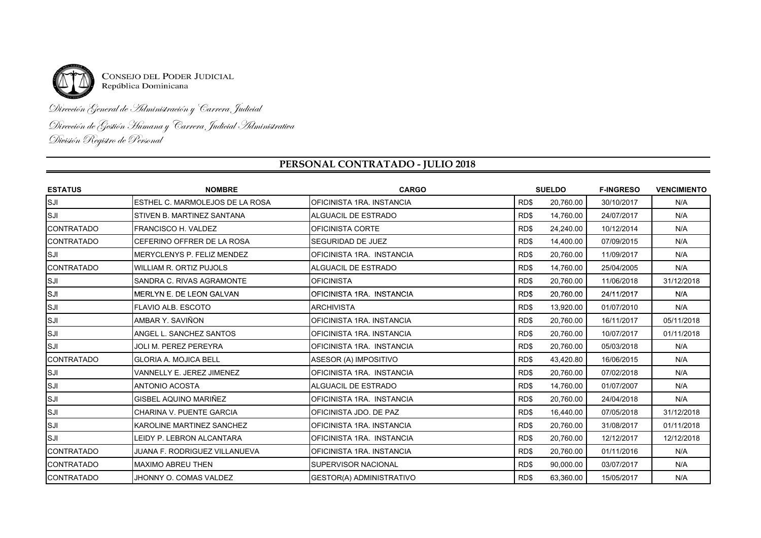CONSEJO DEL PODER JUDICIAL
República Dominicana

*Dirección General de Administración y Carrera Judicial*

*Dirección de Gestión Humana y Carrera Judicial Administrativa*

*División Registro de Personal*

## PERSONAL CONTRATADO - JULIO 2018

| ESTATUS | NOMBRE | CARGO | SUELDO | | F-INGRESO | VENCIMIENTO |
|---|---|---|---|---|---|---|
| SJI | ESTHEL C. MARMOLEJOS DE LA ROSA | OFICINISTA 1RA. INSTANCIA | RD$ | 20,760.00 | 30/10/2017 | N/A |
| SJI | STIVEN B. MARTINEZ SANTANA | ALGUACIL DE ESTRADO | RD$ | 14,760.00 | 24/07/2017 | N/A |
| CONTRATADO | FRANCISCO H. VALDEZ | OFICINISTA CORTE | RD$ | 24,240.00 | 10/12/2014 | N/A |
| CONTRATADO | CEFERINO OFFRER DE LA ROSA | SEGURIDAD DE JUEZ | RD$ | 14,400.00 | 07/09/2015 | N/A |
| SJI | MERYCLENYS P. FELIZ MENDEZ | OFICINISTA 1RA. INSTANCIA | RD$ | 20,760.00 | 11/09/2017 | N/A |
| CONTRATADO | WILLIAM R. ORTIZ PUJOLS | ALGUACIL DE ESTRADO | RD$ | 14,760.00 | 25/04/2005 | N/A |
| SJI | SANDRA C. RIVAS AGRAMONTE | OFICINISTA | RD$ | 20,760.00 | 11/06/2018 | 31/12/2018 |
| SJI | MERLYN E. DE LEON GALVAN | OFICINISTA 1RA. INSTANCIA | RD$ | 20,760.00 | 24/11/2017 | N/A |
| SJI | FLAVIO ALB. ESCOTO | ARCHIVISTA | RD$ | 13,920.00 | 01/07/2010 | N/A |
| SJI | AMBAR Y. SAVIÑON | OFICINISTA 1RA. INSTANCIA | RD$ | 20,760.00 | 16/11/2017 | 05/11/2018 |
| SJI | ANGEL L. SANCHEZ SANTOS | OFICINISTA 1RA. INSTANCIA | RD$ | 20,760.00 | 10/07/2017 | 01/11/2018 |
| SJI | JOLI M. PEREZ PEREYRA | OFICINISTA 1RA. INSTANCIA | RD$ | 20,760.00 | 05/03/2018 | N/A |
| CONTRATADO | GLORIA A. MOJICA BELL | ASESOR (A) IMPOSITIVO | RD$ | 43,420.80 | 16/06/2015 | N/A |
| SJI | VANNELLY E. JEREZ JIMENEZ | OFICINISTA 1RA. INSTANCIA | RD$ | 20,760.00 | 07/02/2018 | N/A |
| SJI | ANTONIO ACOSTA | ALGUACIL DE ESTRADO | RD$ | 14,760.00 | 01/07/2007 | N/A |
| SJI | GISBEL AQUINO MARIÑEZ | OFICINISTA 1RA. INSTANCIA | RD$ | 20,760.00 | 24/04/2018 | N/A |
| SJI | CHARINA V. PUENTE GARCIA | OFICINISTA JDO. DE PAZ | RD$ | 16,440.00 | 07/05/2018 | 31/12/2018 |
| SJI | KAROLINE MARTINEZ SANCHEZ | OFICINISTA 1RA. INSTANCIA | RD$ | 20,760.00 | 31/08/2017 | 01/11/2018 |
| SJI | LEIDY P. LEBRON ALCANTARA | OFICINISTA 1RA. INSTANCIA | RD$ | 20,760.00 | 12/12/2017 | 12/12/2018 |
| CONTRATADO | JUANA F. RODRIGUEZ VILLANUEVA | OFICINISTA 1RA. INSTANCIA | RD$ | 20,760.00 | 01/11/2016 | N/A |
| CONTRATADO | MAXIMO ABREU THEN | SUPERVISOR NACIONAL | RD$ | 90,000.00 | 03/07/2017 | N/A |
| CONTRATADO | JHONNY O. COMAS VALDEZ | GESTOR(A) ADMINISTRATIVO | RD$ | 63,360.00 | 15/05/2017 | N/A |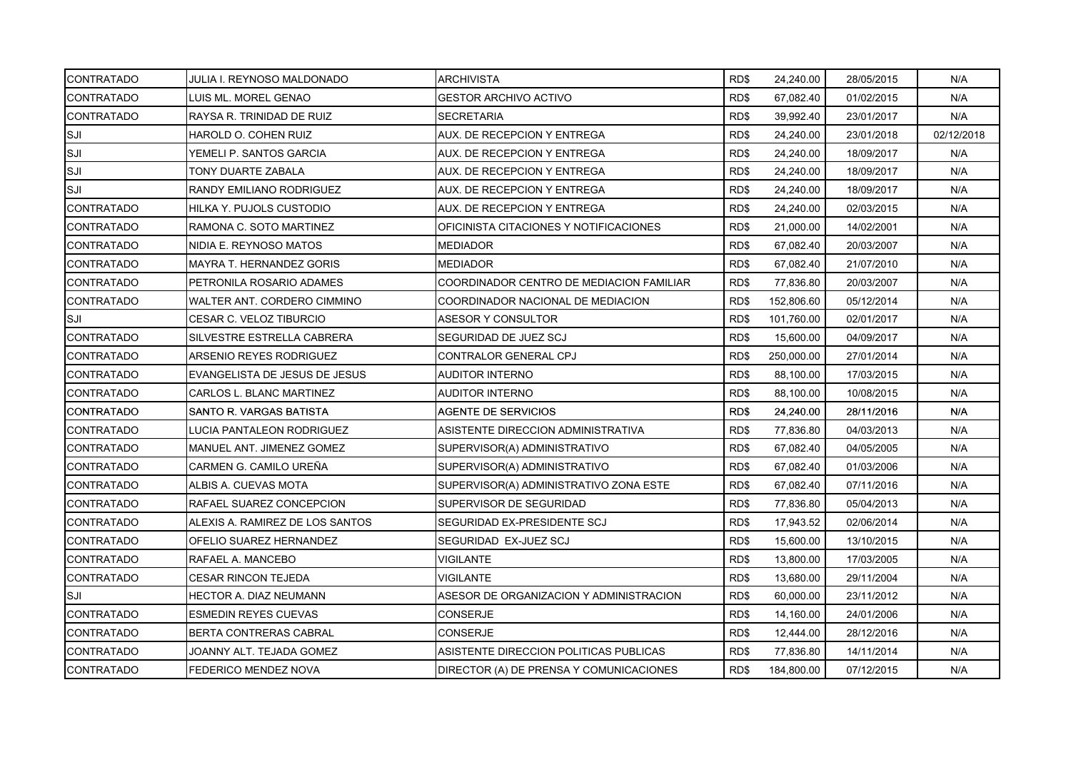| | | | | | | |
|---|---|---|---|---|---|---|
| CONTRATADO | JULIA I. REYNOSO MALDONADO | ARCHIVISTA | RD$ | 24,240.00 | 28/05/2015 | N/A |
| CONTRATADO | LUIS ML. MOREL GENAO | GESTOR ARCHIVO ACTIVO | RD$ | 67,082.40 | 01/02/2015 | N/A |
| CONTRATADO | RAYSA R. TRINIDAD DE RUIZ | SECRETARIA | RD$ | 39,992.40 | 23/01/2017 | N/A |
| SJI | HAROLD O. COHEN RUIZ | AUX. DE RECEPCION Y ENTREGA | RD$ | 24,240.00 | 23/01/2018 | 02/12/2018 |
| SJI | YEMELI P. SANTOS GARCIA | AUX. DE RECEPCION Y ENTREGA | RD$ | 24,240.00 | 18/09/2017 | N/A |
| SJI | TONY DUARTE ZABALA | AUX. DE RECEPCION Y ENTREGA | RD$ | 24,240.00 | 18/09/2017 | N/A |
| SJI | RANDY EMILIANO RODRIGUEZ | AUX. DE RECEPCION Y ENTREGA | RD$ | 24,240.00 | 18/09/2017 | N/A |
| CONTRATADO | HILKA Y. PUJOLS CUSTODIO | AUX. DE RECEPCION Y ENTREGA | RD$ | 24,240.00 | 02/03/2015 | N/A |
| CONTRATADO | RAMONA C. SOTO MARTINEZ | OFICINISTA CITACIONES Y NOTIFICACIONES | RD$ | 21,000.00 | 14/02/2001 | N/A |
| CONTRATADO | NIDIA E. REYNOSO MATOS | MEDIADOR | RD$ | 67,082.40 | 20/03/2007 | N/A |
| CONTRATADO | MAYRA T. HERNANDEZ GORIS | MEDIADOR | RD$ | 67,082.40 | 21/07/2010 | N/A |
| CONTRATADO | PETRONILA ROSARIO ADAMES | COORDINADOR CENTRO DE MEDIACION FAMILIAR | RD$ | 77,836.80 | 20/03/2007 | N/A |
| CONTRATADO | WALTER ANT. CORDERO CIMMINO | COORDINADOR NACIONAL DE MEDIACION | RD$ | 152,806.60 | 05/12/2014 | N/A |
| SJI | CESAR C. VELOZ TIBURCIO | ASESOR Y CONSULTOR | RD$ | 101,760.00 | 02/01/2017 | N/A |
| CONTRATADO | SILVESTRE ESTRELLA CABRERA | SEGURIDAD DE JUEZ SCJ | RD$ | 15,600.00 | 04/09/2017 | N/A |
| CONTRATADO | ARSENIO REYES RODRIGUEZ | CONTRALOR GENERAL CPJ | RD$ | 250,000.00 | 27/01/2014 | N/A |
| CONTRATADO | EVANGELISTA DE JESUS DE JESUS | AUDITOR INTERNO | RD$ | 88,100.00 | 17/03/2015 | N/A |
| CONTRATADO | CARLOS L. BLANC MARTINEZ | AUDITOR INTERNO | RD$ | 88,100.00 | 10/08/2015 | N/A |
| CONTRATADO | SANTO R. VARGAS BATISTA | AGENTE DE SERVICIOS | RD$ | 24,240.00 | 28/11/2016 | N/A |
| CONTRATADO | LUCIA PANTALEON RODRIGUEZ | ASISTENTE DIRECCION ADMINISTRATIVA | RD$ | 77,836.80 | 04/03/2013 | N/A |
| CONTRATADO | MANUEL ANT. JIMENEZ GOMEZ | SUPERVISOR(A) ADMINISTRATIVO | RD$ | 67,082.40 | 04/05/2005 | N/A |
| CONTRATADO | CARMEN G. CAMILO UREÑA | SUPERVISOR(A) ADMINISTRATIVO | RD$ | 67,082.40 | 01/03/2006 | N/A |
| CONTRATADO | ALBIS A. CUEVAS MOTA | SUPERVISOR(A) ADMINISTRATIVO ZONA ESTE | RD$ | 67,082.40 | 07/11/2016 | N/A |
| CONTRATADO | RAFAEL SUAREZ CONCEPCION | SUPERVISOR DE SEGURIDAD | RD$ | 77,836.80 | 05/04/2013 | N/A |
| CONTRATADO | ALEXIS A. RAMIREZ DE LOS SANTOS | SEGURIDAD EX-PRESIDENTE SCJ | RD$ | 17,943.52 | 02/06/2014 | N/A |
| CONTRATADO | OFELIO SUAREZ HERNANDEZ | SEGURIDAD EX-JUEZ SCJ | RD$ | 15,600.00 | 13/10/2015 | N/A |
| CONTRATADO | RAFAEL A. MANCEBO | VIGILANTE | RD$ | 13,800.00 | 17/03/2005 | N/A |
| CONTRATADO | CESAR RINCON TEJEDA | VIGILANTE | RD$ | 13,680.00 | 29/11/2004 | N/A |
| SJI | HECTOR A. DIAZ NEUMANN | ASESOR DE ORGANIZACION Y ADMINISTRACION | RD$ | 60,000.00 | 23/11/2012 | N/A |
| CONTRATADO | ESMEDIN REYES CUEVAS | CONSERJE | RD$ | 14,160.00 | 24/01/2006 | N/A |
| CONTRATADO | BERTA CONTRERAS CABRAL | CONSERJE | RD$ | 12,444.00 | 28/12/2016 | N/A |
| CONTRATADO | JOANNY ALT. TEJADA GOMEZ | ASISTENTE DIRECCION POLITICAS PUBLICAS | RD$ | 77,836.80 | 14/11/2014 | N/A |
| CONTRATADO | FEDERICO MENDEZ NOVA | DIRECTOR (A) DE PRENSA Y COMUNICACIONES | RD$ | 184,800.00 | 07/12/2015 | N/A |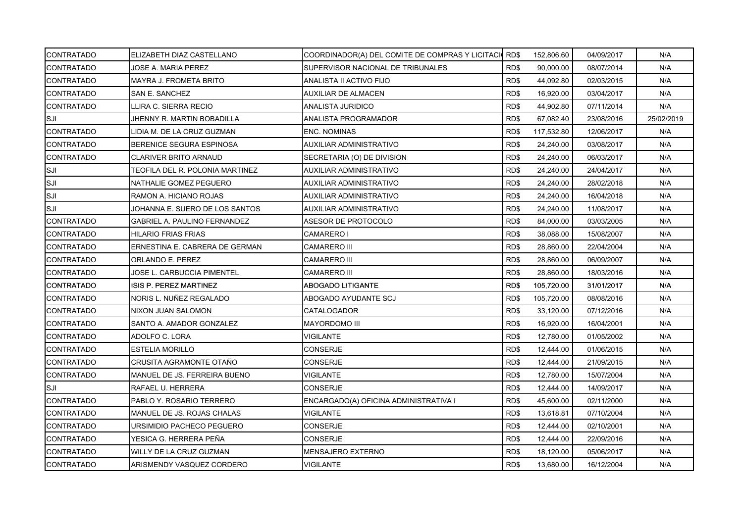| | | | | | | |
|---|---|---|---|---|---|---|
| CONTRATADO | ELIZABETH DIAZ CASTELLANO | COORDINADOR(A) DEL COMITE DE COMPRAS Y LICITACI | RD$ 152,806.60 | 04/09/2017 | N/A |
| CONTRATADO | JOSE A. MARIA PEREZ | SUPERVISOR NACIONAL DE TRIBUNALES | RD$ 90,000.00 | 08/07/2014 | N/A |
| CONTRATADO | MAYRA J. FROMETA BRITO | ANALISTA II ACTIVO FIJO | RD$ 44,092.80 | 02/03/2015 | N/A |
| CONTRATADO | SAN E. SANCHEZ | AUXILIAR DE ALMACEN | RD$ 16,920.00 | 03/04/2017 | N/A |
| CONTRATADO | LLIRA C. SIERRA RECIO | ANALISTA JURIDICO | RD$ 44,902.80 | 07/11/2014 | N/A |
| SJI | JHENNY R. MARTIN BOBADILLA | ANALISTA PROGRAMADOR | RD$ 67,082.40 | 23/08/2016 | 25/02/2019 |
| CONTRATADO | LIDIA M. DE LA CRUZ GUZMAN | ENC. NOMINAS | RD$ 117,532.80 | 12/06/2017 | N/A |
| CONTRATADO | BERENICE SEGURA ESPINOSA | AUXILIAR ADMINISTRATIVO | RD$ 24,240.00 | 03/08/2017 | N/A |
| CONTRATADO | CLARIVER BRITO ARNAUD | SECRETARIA (O) DE DIVISION | RD$ 24,240.00 | 06/03/2017 | N/A |
| SJI | TEOFILA DEL R. POLONIA MARTINEZ | AUXILIAR ADMINISTRATIVO | RD$ 24,240.00 | 24/04/2017 | N/A |
| SJI | NATHALIE GOMEZ PEGUERO | AUXILIAR ADMINISTRATIVO | RD$ 24,240.00 | 28/02/2018 | N/A |
| SJI | RAMON A. HICIANO ROJAS | AUXILIAR ADMINISTRATIVO | RD$ 24,240.00 | 16/04/2018 | N/A |
| SJI | JOHANNA E. SUERO DE LOS SANTOS | AUXILIAR ADMINISTRATIVO | RD$ 24,240.00 | 11/08/2017 | N/A |
| CONTRATADO | GABRIEL A. PAULINO FERNANDEZ | ASESOR DE PROTOCOLO | RD$ 84,000.00 | 03/03/2005 | N/A |
| CONTRATADO | HILARIO FRIAS FRIAS | CAMARERO I | RD$ 38,088.00 | 15/08/2007 | N/A |
| CONTRATADO | ERNESTINA E. CABRERA DE GERMAN | CAMARERO III | RD$ 28,860.00 | 22/04/2004 | N/A |
| CONTRATADO | ORLANDO E. PEREZ | CAMARERO III | RD$ 28,860.00 | 06/09/2007 | N/A |
| CONTRATADO | JOSE L. CARBUCCIA PIMENTEL | CAMARERO III | RD$ 28,860.00 | 18/03/2016 | N/A |
| CONTRATADO | ISIS P. PEREZ MARTINEZ | ABOGADO LITIGANTE | RD$ 105,720.00 | 31/01/2017 | N/A |
| CONTRATADO | NORIS L. NUÑEZ REGALADO | ABOGADO AYUDANTE SCJ | RD$ 105,720.00 | 08/08/2016 | N/A |
| CONTRATADO | NIXON JUAN SALOMON | CATALOGADOR | RD$ 33,120.00 | 07/12/2016 | N/A |
| CONTRATADO | SANTO A. AMADOR GONZALEZ | MAYORDOMO III | RD$ 16,920.00 | 16/04/2001 | N/A |
| CONTRATADO | ADOLFO C. LORA | VIGILANTE | RD$ 12,780.00 | 01/05/2002 | N/A |
| CONTRATADO | ESTELIA MORILLO | CONSERJE | RD$ 12,444.00 | 01/06/2015 | N/A |
| CONTRATADO | CRUSITA AGRAMONTE OTAÑO | CONSERJE | RD$ 12,444.00 | 21/09/2015 | N/A |
| CONTRATADO | MANUEL DE JS. FERREIRA BUENO | VIGILANTE | RD$ 12,780.00 | 15/07/2004 | N/A |
| SJI | RAFAEL U. HERRERA | CONSERJE | RD$ 12,444.00 | 14/09/2017 | N/A |
| CONTRATADO | PABLO Y. ROSARIO TERRERO | ENCARGADO(A) OFICINA ADMINISTRATIVA I | RD$ 45,600.00 | 02/11/2000 | N/A |
| CONTRATADO | MANUEL DE JS. ROJAS CHALAS | VIGILANTE | RD$ 13,618.81 | 07/10/2004 | N/A |
| CONTRATADO | URSIMIDIO PACHECO PEGUERO | CONSERJE | RD$ 12,444.00 | 02/10/2001 | N/A |
| CONTRATADO | YESICA G. HERRERA PEÑA | CONSERJE | RD$ 12,444.00 | 22/09/2016 | N/A |
| CONTRATADO | WILLY DE LA CRUZ GUZMAN | MENSAJERO EXTERNO | RD$ 18,120.00 | 05/06/2017 | N/A |
| CONTRATADO | ARISMENDY VASQUEZ CORDERO | VIGILANTE | RD$ 13,680.00 | 16/12/2004 | N/A |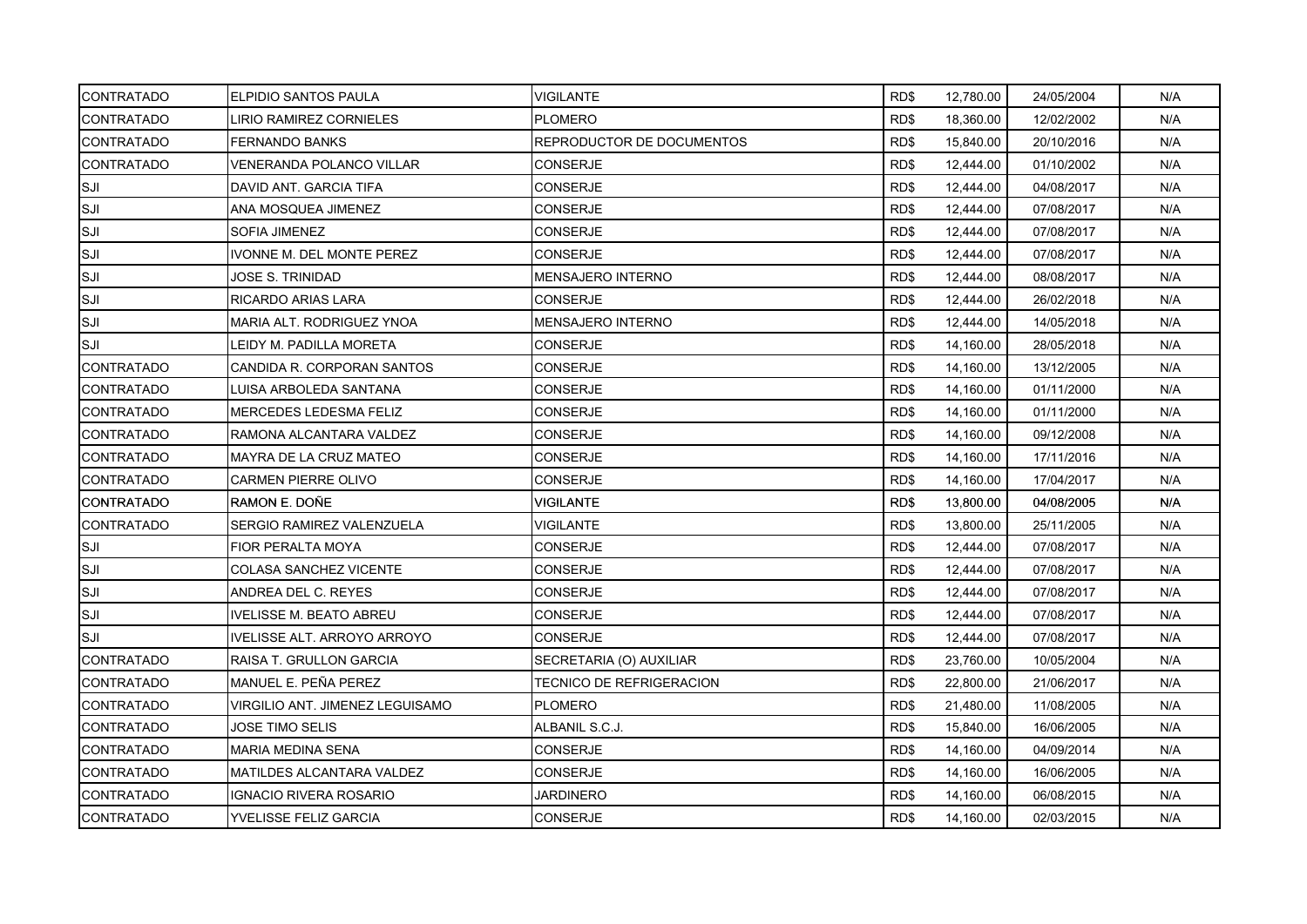| CONTRATADO | ELPIDIO SANTOS PAULA | VIGILANTE | RD$ | 12,780.00 | 24/05/2004 | N/A |
|---|---|---|---|---|---|---|
| CONTRATADO | LIRIO RAMIREZ CORNIELES | PLOMERO | RD$ | 18,360.00 | 12/02/2002 | N/A |
| CONTRATADO | FERNANDO BANKS | REPRODUCTOR DE DOCUMENTOS | RD$ | 15,840.00 | 20/10/2016 | N/A |
| CONTRATADO | VENERANDA POLANCO VILLAR | CONSERJE | RD$ | 12,444.00 | 01/10/2002 | N/A |
| SJI | DAVID ANT. GARCIA TIFA | CONSERJE | RD$ | 12,444.00 | 04/08/2017 | N/A |
| SJI | ANA MOSQUEA JIMENEZ | CONSERJE | RD$ | 12,444.00 | 07/08/2017 | N/A |
| SJI | SOFIA JIMENEZ | CONSERJE | RD$ | 12,444.00 | 07/08/2017 | N/A |
| SJI | IVONNE M. DEL MONTE PEREZ | CONSERJE | RD$ | 12,444.00 | 07/08/2017 | N/A |
| SJI | JOSE S. TRINIDAD | MENSAJERO INTERNO | RD$ | 12,444.00 | 08/08/2017 | N/A |
| SJI | RICARDO ARIAS LARA | CONSERJE | RD$ | 12,444.00 | 26/02/2018 | N/A |
| SJI | MARIA ALT. RODRIGUEZ YNOA | MENSAJERO INTERNO | RD$ | 12,444.00 | 14/05/2018 | N/A |
| SJI | LEIDY M. PADILLA MORETA | CONSERJE | RD$ | 14,160.00 | 28/05/2018 | N/A |
| CONTRATADO | CANDIDA R. CORPORAN SANTOS | CONSERJE | RD$ | 14,160.00 | 13/12/2005 | N/A |
| CONTRATADO | LUISA ARBOLEDA SANTANA | CONSERJE | RD$ | 14,160.00 | 01/11/2000 | N/A |
| CONTRATADO | MERCEDES LEDESMA FELIZ | CONSERJE | RD$ | 14,160.00 | 01/11/2000 | N/A |
| CONTRATADO | RAMONA ALCANTARA VALDEZ | CONSERJE | RD$ | 14,160.00 | 09/12/2008 | N/A |
| CONTRATADO | MAYRA DE LA CRUZ MATEO | CONSERJE | RD$ | 14,160.00 | 17/11/2016 | N/A |
| CONTRATADO | CARMEN PIERRE OLIVO | CONSERJE | RD$ | 14,160.00 | 17/04/2017 | N/A |
| CONTRATADO | RAMON E. DOÑE | VIGILANTE | RD$ | 13,800.00 | 04/08/2005 | N/A |
| CONTRATADO | SERGIO RAMIREZ VALENZUELA | VIGILANTE | RD$ | 13,800.00 | 25/11/2005 | N/A |
| SJI | FIOR PERALTA MOYA | CONSERJE | RD$ | 12,444.00 | 07/08/2017 | N/A |
| SJI | COLASA SANCHEZ VICENTE | CONSERJE | RD$ | 12,444.00 | 07/08/2017 | N/A |
| SJI | ANDREA DEL C. REYES | CONSERJE | RD$ | 12,444.00 | 07/08/2017 | N/A |
| SJI | IVELISSE M. BEATO ABREU | CONSERJE | RD$ | 12,444.00 | 07/08/2017 | N/A |
| SJI | IVELISSE ALT. ARROYO ARROYO | CONSERJE | RD$ | 12,444.00 | 07/08/2017 | N/A |
| CONTRATADO | RAISA T. GRULLON GARCIA | SECRETARIA (O) AUXILIAR | RD$ | 23,760.00 | 10/05/2004 | N/A |
| CONTRATADO | MANUEL E. PEÑA PEREZ | TECNICO DE REFRIGERACION | RD$ | 22,800.00 | 21/06/2017 | N/A |
| CONTRATADO | VIRGILIO ANT. JIMENEZ LEGUISAMO | PLOMERO | RD$ | 21,480.00 | 11/08/2005 | N/A |
| CONTRATADO | JOSE TIMO SELIS | ALBANIL S.C.J. | RD$ | 15,840.00 | 16/06/2005 | N/A |
| CONTRATADO | MARIA MEDINA SENA | CONSERJE | RD$ | 14,160.00 | 04/09/2014 | N/A |
| CONTRATADO | MATILDES ALCANTARA VALDEZ | CONSERJE | RD$ | 14,160.00 | 16/06/2005 | N/A |
| CONTRATADO | IGNACIO RIVERA ROSARIO | JARDINERO | RD$ | 14,160.00 | 06/08/2015 | N/A |
| CONTRATADO | YVELISSE FELIZ GARCIA | CONSERJE | RD$ | 14,160.00 | 02/03/2015 | N/A |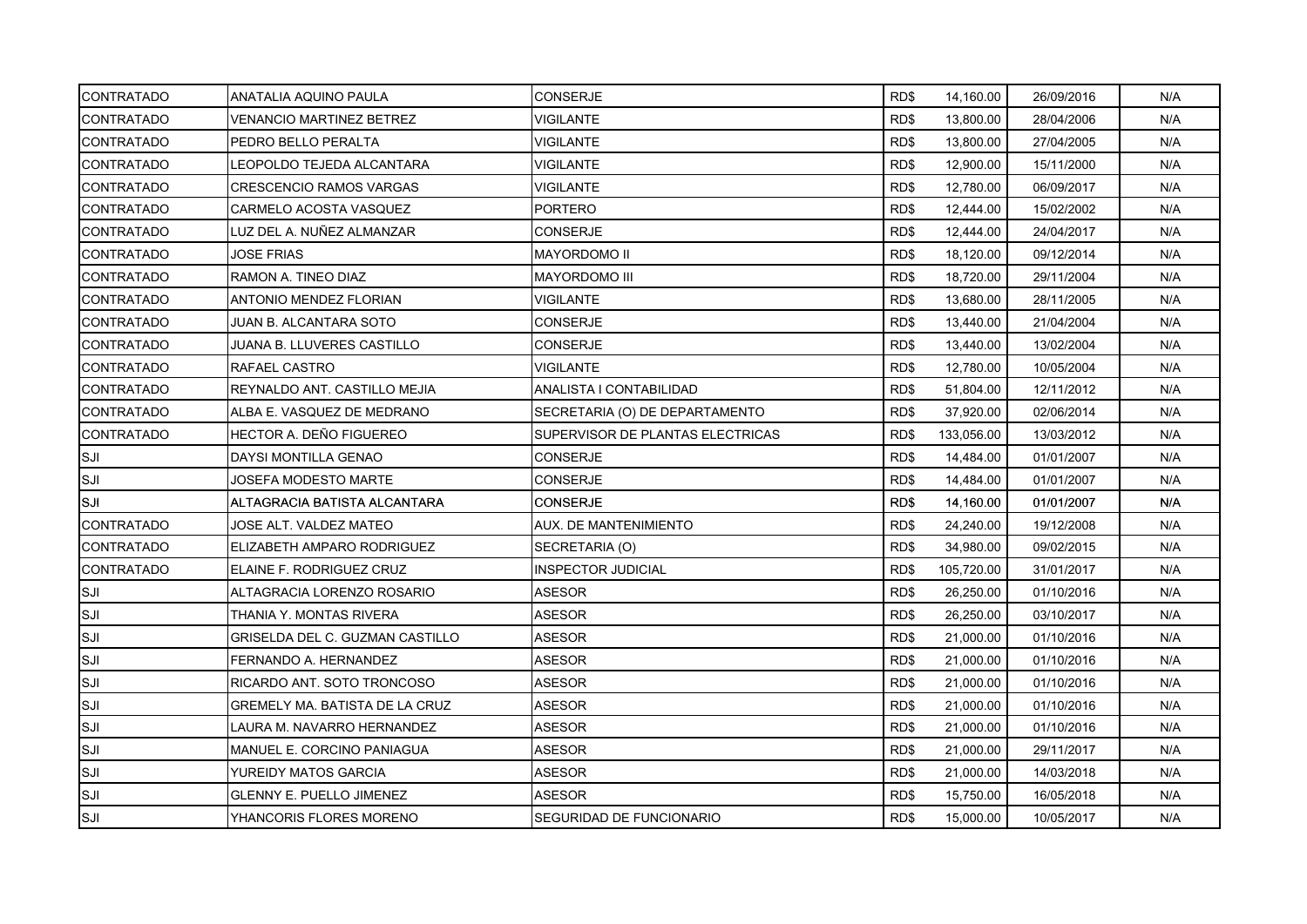| | | | | | | |
|---|---|---|---|---|---|---|
| CONTRATADO | ANATALIA AQUINO PAULA | CONSERJE | RD$ | 14,160.00 | 26/09/2016 | N/A |
| CONTRATADO | VENANCIO MARTINEZ BETREZ | VIGILANTE | RD$ | 13,800.00 | 28/04/2006 | N/A |
| CONTRATADO | PEDRO BELLO PERALTA | VIGILANTE | RD$ | 13,800.00 | 27/04/2005 | N/A |
| CONTRATADO | LEOPOLDO TEJEDA ALCANTARA | VIGILANTE | RD$ | 12,900.00 | 15/11/2000 | N/A |
| CONTRATADO | CRESCENCIO RAMOS VARGAS | VIGILANTE | RD$ | 12,780.00 | 06/09/2017 | N/A |
| CONTRATADO | CARMELO ACOSTA VASQUEZ | PORTERO | RD$ | 12,444.00 | 15/02/2002 | N/A |
| CONTRATADO | LUZ DEL A. NUÑEZ ALMANZAR | CONSERJE | RD$ | 12,444.00 | 24/04/2017 | N/A |
| CONTRATADO | JOSE FRIAS | MAYORDOMO II | RD$ | 18,120.00 | 09/12/2014 | N/A |
| CONTRATADO | RAMON A. TINEO DIAZ | MAYORDOMO III | RD$ | 18,720.00 | 29/11/2004 | N/A |
| CONTRATADO | ANTONIO MENDEZ FLORIAN | VIGILANTE | RD$ | 13,680.00 | 28/11/2005 | N/A |
| CONTRATADO | JUAN B. ALCANTARA SOTO | CONSERJE | RD$ | 13,440.00 | 21/04/2004 | N/A |
| CONTRATADO | JUANA B. LLUVERES CASTILLO | CONSERJE | RD$ | 13,440.00 | 13/02/2004 | N/A |
| CONTRATADO | RAFAEL CASTRO | VIGILANTE | RD$ | 12,780.00 | 10/05/2004 | N/A |
| CONTRATADO | REYNALDO ANT. CASTILLO MEJIA | ANALISTA I CONTABILIDAD | RD$ | 51,804.00 | 12/11/2012 | N/A |
| CONTRATADO | ALBA E. VASQUEZ DE MEDRANO | SECRETARIA (O) DE DEPARTAMENTO | RD$ | 37,920.00 | 02/06/2014 | N/A |
| CONTRATADO | HECTOR A. DEÑO FIGUEREO | SUPERVISOR DE PLANTAS ELECTRICAS | RD$ | 133,056.00 | 13/03/2012 | N/A |
| SJI | DAYSI MONTILLA GENAO | CONSERJE | RD$ | 14,484.00 | 01/01/2007 | N/A |
| SJI | JOSEFA MODESTO MARTE | CONSERJE | RD$ | 14,484.00 | 01/01/2007 | N/A |
| SJI | ALTAGRACIA BATISTA ALCANTARA | CONSERJE | RD$ | 14,160.00 | 01/01/2007 | N/A |
| CONTRATADO | JOSE ALT. VALDEZ MATEO | AUX. DE MANTENIMIENTO | RD$ | 24,240.00 | 19/12/2008 | N/A |
| CONTRATADO | ELIZABETH AMPARO RODRIGUEZ | SECRETARIA (O) | RD$ | 34,980.00 | 09/02/2015 | N/A |
| CONTRATADO | ELAINE F. RODRIGUEZ CRUZ | INSPECTOR JUDICIAL | RD$ | 105,720.00 | 31/01/2017 | N/A |
| SJI | ALTAGRACIA LORENZO ROSARIO | ASESOR | RD$ | 26,250.00 | 01/10/2016 | N/A |
| SJI | THANIA Y. MONTAS RIVERA | ASESOR | RD$ | 26,250.00 | 03/10/2017 | N/A |
| SJI | GRISELDA DEL C. GUZMAN CASTILLO | ASESOR | RD$ | 21,000.00 | 01/10/2016 | N/A |
| SJI | FERNANDO A. HERNANDEZ | ASESOR | RD$ | 21,000.00 | 01/10/2016 | N/A |
| SJI | RICARDO ANT. SOTO TRONCOSO | ASESOR | RD$ | 21,000.00 | 01/10/2016 | N/A |
| SJI | GREMELY MA. BATISTA DE LA CRUZ | ASESOR | RD$ | 21,000.00 | 01/10/2016 | N/A |
| SJI | LAURA M. NAVARRO HERNANDEZ | ASESOR | RD$ | 21,000.00 | 01/10/2016 | N/A |
| SJI | MANUEL E. CORCINO PANIAGUA | ASESOR | RD$ | 21,000.00 | 29/11/2017 | N/A |
| SJI | YUREIDY MATOS GARCIA | ASESOR | RD$ | 21,000.00 | 14/03/2018 | N/A |
| SJI | GLENNY E. PUELLO JIMENEZ | ASESOR | RD$ | 15,750.00 | 16/05/2018 | N/A |
| SJI | YHANCORIS FLORES MORENO | SEGURIDAD DE FUNCIONARIO | RD$ | 15,000.00 | 10/05/2017 | N/A |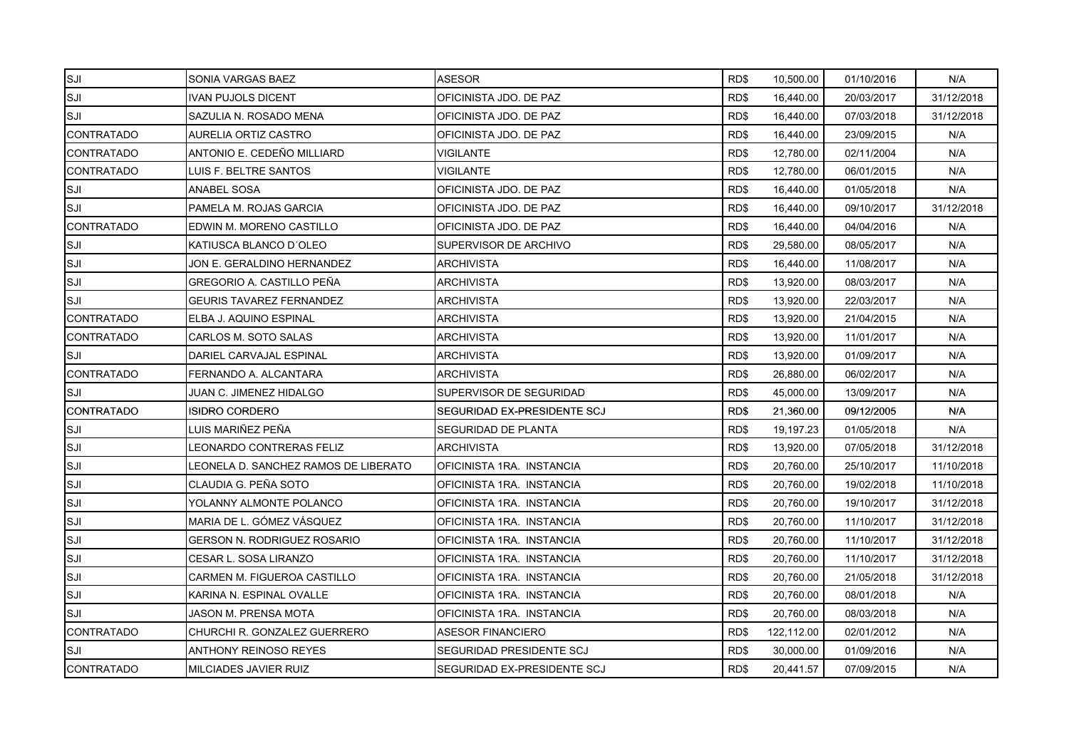| | | | | | | |
|---|---|---|---|---|---|---|
| SJI | SONIA VARGAS BAEZ | ASESOR | RD$ | 10,500.00 | 01/10/2016 | N/A |
| SJI | IVAN PUJOLS DICENT | OFICINISTA JDO. DE PAZ | RD$ | 16,440.00 | 20/03/2017 | 31/12/2018 |
| SJI | SAZULIA N. ROSADO MENA | OFICINISTA JDO. DE PAZ | RD$ | 16,440.00 | 07/03/2018 | 31/12/2018 |
| CONTRATADO | AURELIA ORTIZ CASTRO | OFICINISTA JDO. DE PAZ | RD$ | 16,440.00 | 23/09/2015 | N/A |
| CONTRATADO | ANTONIO E. CEDEÑO MILLIARD | VIGILANTE | RD$ | 12,780.00 | 02/11/2004 | N/A |
| CONTRATADO | LUIS F. BELTRE SANTOS | VIGILANTE | RD$ | 12,780.00 | 06/01/2015 | N/A |
| SJI | ANABEL SOSA | OFICINISTA JDO. DE PAZ | RD$ | 16,440.00 | 01/05/2018 | N/A |
| SJI | PAMELA M. ROJAS GARCIA | OFICINISTA JDO. DE PAZ | RD$ | 16,440.00 | 09/10/2017 | 31/12/2018 |
| CONTRATADO | EDWIN M. MORENO CASTILLO | OFICINISTA JDO. DE PAZ | RD$ | 16,440.00 | 04/04/2016 | N/A |
| SJI | KATIUSCA BLANCO D´OLEO | SUPERVISOR DE ARCHIVO | RD$ | 29,580.00 | 08/05/2017 | N/A |
| SJI | JON E. GERALDINO HERNANDEZ | ARCHIVISTA | RD$ | 16,440.00 | 11/08/2017 | N/A |
| SJI | GREGORIO A. CASTILLO PEÑA | ARCHIVISTA | RD$ | 13,920.00 | 08/03/2017 | N/A |
| SJI | GEURIS TAVAREZ FERNANDEZ | ARCHIVISTA | RD$ | 13,920.00 | 22/03/2017 | N/A |
| CONTRATADO | ELBA J. AQUINO ESPINAL | ARCHIVISTA | RD$ | 13,920.00 | 21/04/2015 | N/A |
| CONTRATADO | CARLOS M. SOTO SALAS | ARCHIVISTA | RD$ | 13,920.00 | 11/01/2017 | N/A |
| SJI | DARIEL CARVAJAL ESPINAL | ARCHIVISTA | RD$ | 13,920.00 | 01/09/2017 | N/A |
| CONTRATADO | FERNANDO A. ALCANTARA | ARCHIVISTA | RD$ | 26,880.00 | 06/02/2017 | N/A |
| SJI | JUAN C. JIMENEZ HIDALGO | SUPERVISOR DE SEGURIDAD | RD$ | 45,000.00 | 13/09/2017 | N/A |
| CONTRATADO | ISIDRO CORDERO | SEGURIDAD EX-PRESIDENTE SCJ | RD$ | 21,360.00 | 09/12/2005 | N/A |
| SJI | LUIS MARIÑEZ PEÑA | SEGURIDAD DE PLANTA | RD$ | 19,197.23 | 01/05/2018 | N/A |
| SJI | LEONARDO CONTRERAS FELIZ | ARCHIVISTA | RD$ | 13,920.00 | 07/05/2018 | 31/12/2018 |
| SJI | LEONELA D. SANCHEZ RAMOS DE LIBERATO | OFICINISTA 1RA. INSTANCIA | RD$ | 20,760.00 | 25/10/2017 | 11/10/2018 |
| SJI | CLAUDIA G. PEÑA SOTO | OFICINISTA 1RA. INSTANCIA | RD$ | 20,760.00 | 19/02/2018 | 11/10/2018 |
| SJI | YOLANNY ALMONTE POLANCO | OFICINISTA 1RA. INSTANCIA | RD$ | 20,760.00 | 19/10/2017 | 31/12/2018 |
| SJI | MARIA DE L. GÓMEZ VÁSQUEZ | OFICINISTA 1RA. INSTANCIA | RD$ | 20,760.00 | 11/10/2017 | 31/12/2018 |
| SJI | GERSON N. RODRIGUEZ ROSARIO | OFICINISTA 1RA. INSTANCIA | RD$ | 20,760.00 | 11/10/2017 | 31/12/2018 |
| SJI | CESAR L. SOSA LIRANZO | OFICINISTA 1RA. INSTANCIA | RD$ | 20,760.00 | 11/10/2017 | 31/12/2018 |
| SJI | CARMEN M. FIGUEROA CASTILLO | OFICINISTA 1RA. INSTANCIA | RD$ | 20,760.00 | 21/05/2018 | 31/12/2018 |
| SJI | KARINA N. ESPINAL OVALLE | OFICINISTA 1RA. INSTANCIA | RD$ | 20,760.00 | 08/01/2018 | N/A |
| SJI | JASON M. PRENSA MOTA | OFICINISTA 1RA. INSTANCIA | RD$ | 20,760.00 | 08/03/2018 | N/A |
| CONTRATADO | CHURCHI R. GONZALEZ GUERRERO | ASESOR FINANCIERO | RD$ | 122,112.00 | 02/01/2012 | N/A |
| SJI | ANTHONY REINOSO REYES | SEGURIDAD PRESIDENTE SCJ | RD$ | 30,000.00 | 01/09/2016 | N/A |
| CONTRATADO | MILCIADES JAVIER RUIZ | SEGURIDAD EX-PRESIDENTE SCJ | RD$ | 20,441.57 | 07/09/2015 | N/A |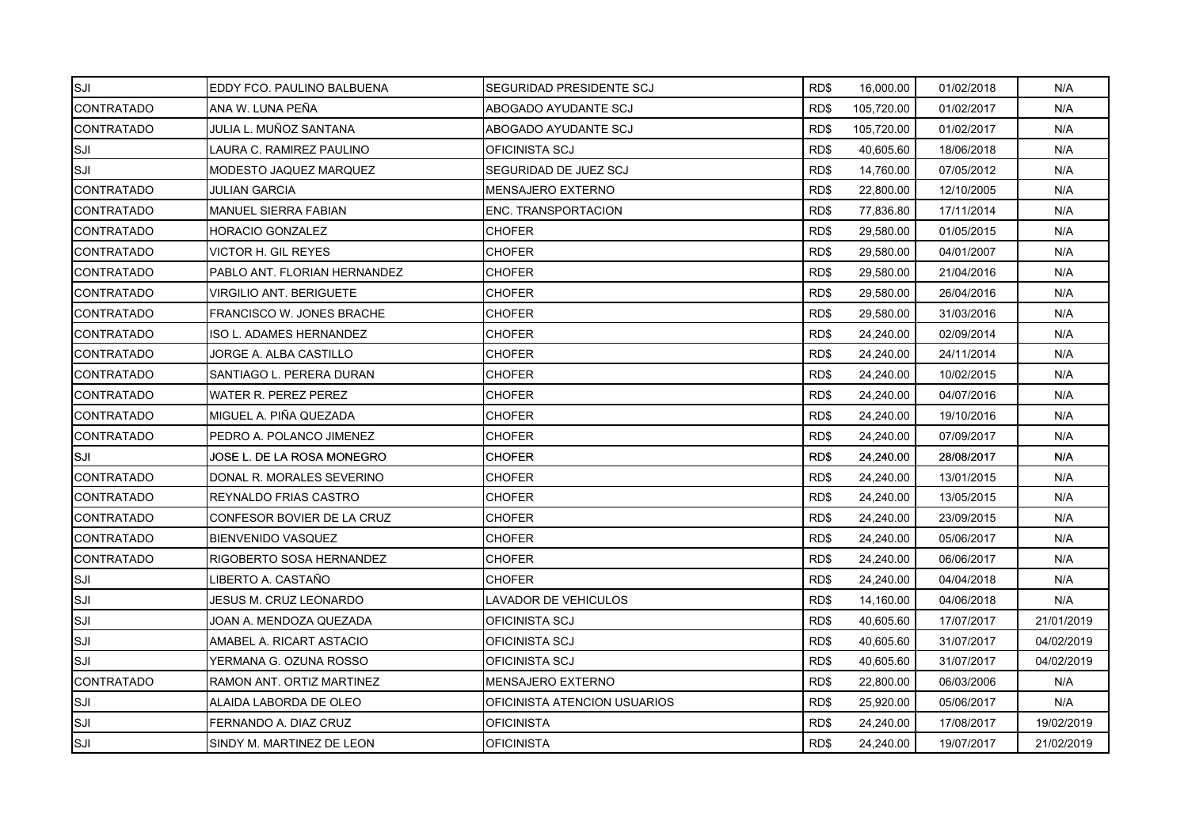| | | | | | | |
|---|---|---|---|---|---|---|
| SJI | EDDY FCO. PAULINO BALBUENA | SEGURIDAD PRESIDENTE SCJ | RD$ | 16,000.00 | 01/02/2018 | N/A |
| CONTRATADO | ANA W. LUNA PEÑA | ABOGADO AYUDANTE SCJ | RD$ | 105,720.00 | 01/02/2017 | N/A |
| CONTRATADO | JULIA L. MUÑOZ SANTANA | ABOGADO AYUDANTE SCJ | RD$ | 105,720.00 | 01/02/2017 | N/A |
| SJI | LAURA C. RAMIREZ PAULINO | OFICINISTA SCJ | RD$ | 40,605.60 | 18/06/2018 | N/A |
| SJI | MODESTO JAQUEZ MARQUEZ | SEGURIDAD DE JUEZ SCJ | RD$ | 14,760.00 | 07/05/2012 | N/A |
| CONTRATADO | JULIAN GARCIA | MENSAJERO EXTERNO | RD$ | 22,800.00 | 12/10/2005 | N/A |
| CONTRATADO | MANUEL SIERRA FABIAN | ENC. TRANSPORTACION | RD$ | 77,836.80 | 17/11/2014 | N/A |
| CONTRATADO | HORACIO GONZALEZ | CHOFER | RD$ | 29,580.00 | 01/05/2015 | N/A |
| CONTRATADO | VICTOR H. GIL REYES | CHOFER | RD$ | 29,580.00 | 04/01/2007 | N/A |
| CONTRATADO | PABLO ANT. FLORIAN HERNANDEZ | CHOFER | RD$ | 29,580.00 | 21/04/2016 | N/A |
| CONTRATADO | VIRGILIO ANT. BERIGUETE | CHOFER | RD$ | 29,580.00 | 26/04/2016 | N/A |
| CONTRATADO | FRANCISCO W. JONES BRACHE | CHOFER | RD$ | 29,580.00 | 31/03/2016 | N/A |
| CONTRATADO | ISO L. ADAMES HERNANDEZ | CHOFER | RD$ | 24,240.00 | 02/09/2014 | N/A |
| CONTRATADO | JORGE A. ALBA CASTILLO | CHOFER | RD$ | 24,240.00 | 24/11/2014 | N/A |
| CONTRATADO | SANTIAGO L. PERERA DURAN | CHOFER | RD$ | 24,240.00 | 10/02/2015 | N/A |
| CONTRATADO | WATER R. PEREZ PEREZ | CHOFER | RD$ | 24,240.00 | 04/07/2016 | N/A |
| CONTRATADO | MIGUEL A. PIÑA QUEZADA | CHOFER | RD$ | 24,240.00 | 19/10/2016 | N/A |
| CONTRATADO | PEDRO A. POLANCO JIMENEZ | CHOFER | RD$ | 24,240.00 | 07/09/2017 | N/A |
| SJI | JOSE L. DE LA ROSA MONEGRO | CHOFER | RD$ | 24,240.00 | 28/08/2017 | N/A |
| CONTRATADO | DONAL R. MORALES SEVERINO | CHOFER | RD$ | 24,240.00 | 13/01/2015 | N/A |
| CONTRATADO | REYNALDO FRIAS CASTRO | CHOFER | RD$ | 24,240.00 | 13/05/2015 | N/A |
| CONTRATADO | CONFESOR BOVIER DE LA CRUZ | CHOFER | RD$ | 24,240.00 | 23/09/2015 | N/A |
| CONTRATADO | BIENVENIDO VASQUEZ | CHOFER | RD$ | 24,240.00 | 05/06/2017 | N/A |
| CONTRATADO | RIGOBERTO SOSA HERNANDEZ | CHOFER | RD$ | 24,240.00 | 06/06/2017 | N/A |
| SJI | LIBERTO A. CASTAÑO | CHOFER | RD$ | 24,240.00 | 04/04/2018 | N/A |
| SJI | JESUS M. CRUZ LEONARDO | LAVADOR DE VEHICULOS | RD$ | 14,160.00 | 04/06/2018 | N/A |
| SJI | JOAN A. MENDOZA QUEZADA | OFICINISTA SCJ | RD$ | 40,605.60 | 17/07/2017 | 21/01/2019 |
| SJI | AMABEL A. RICART ASTACIO | OFICINISTA SCJ | RD$ | 40,605.60 | 31/07/2017 | 04/02/2019 |
| SJI | YERMANA G. OZUNA ROSSO | OFICINISTA SCJ | RD$ | 40,605.60 | 31/07/2017 | 04/02/2019 |
| CONTRATADO | RAMON ANT. ORTIZ MARTINEZ | MENSAJERO EXTERNO | RD$ | 22,800.00 | 06/03/2006 | N/A |
| SJI | ALAIDA LABORDA DE OLEO | OFICINISTA ATENCION USUARIOS | RD$ | 25,920.00 | 05/06/2017 | N/A |
| SJI | FERNANDO A. DIAZ CRUZ | OFICINISTA | RD$ | 24,240.00 | 17/08/2017 | 19/02/2019 |
| SJI | SINDY M. MARTINEZ DE LEON | OFICINISTA | RD$ | 24,240.00 | 19/07/2017 | 21/02/2019 |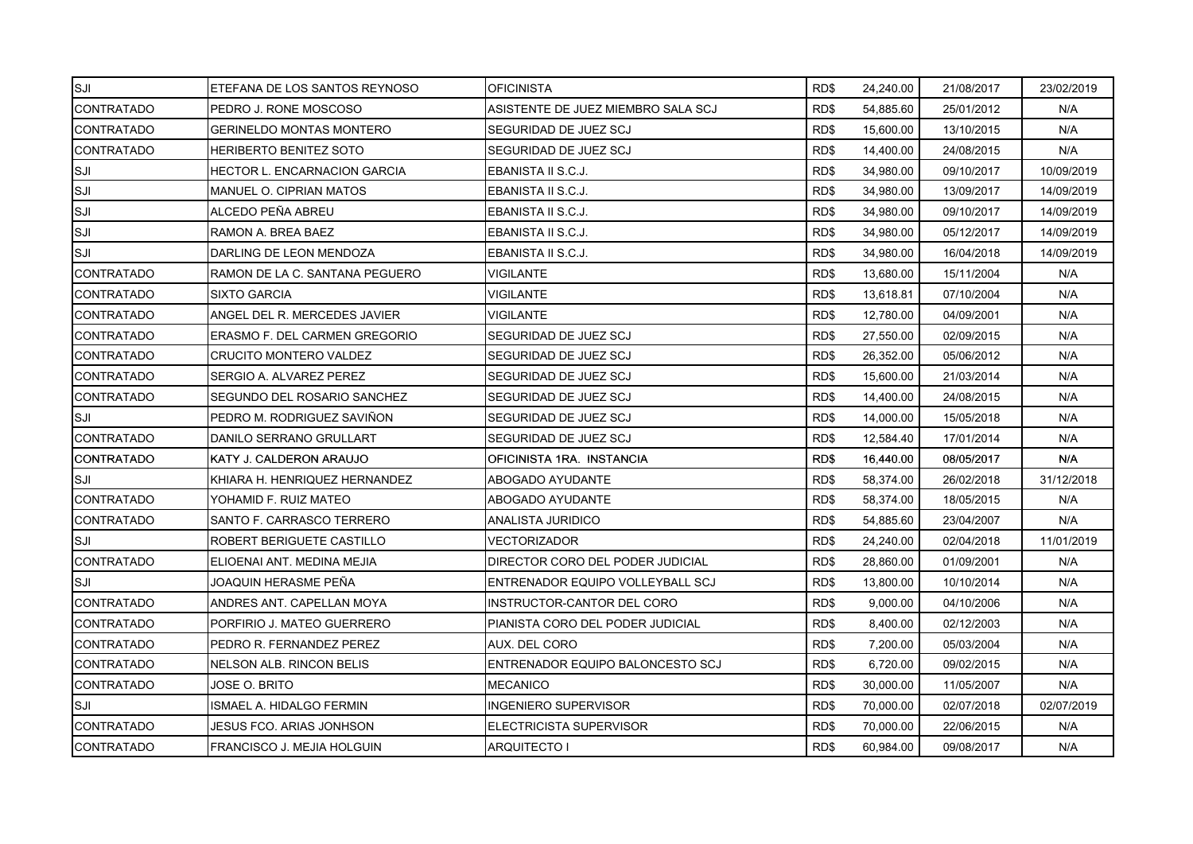| | | | | | | |
|---|---|---|---|---|---|---|
| SJI | ETEFANA DE LOS SANTOS REYNOSO | OFICINISTA | RD$ | 24,240.00 | 21/08/2017 | 23/02/2019 |
| CONTRATADO | PEDRO J. RONE MOSCOSO | ASISTENTE DE JUEZ MIEMBRO SALA SCJ | RD$ | 54,885.60 | 25/01/2012 | N/A |
| CONTRATADO | GERINELDO MONTAS MONTERO | SEGURIDAD DE JUEZ SCJ | RD$ | 15,600.00 | 13/10/2015 | N/A |
| CONTRATADO | HERIBERTO BENITEZ SOTO | SEGURIDAD DE JUEZ SCJ | RD$ | 14,400.00 | 24/08/2015 | N/A |
| SJI | HECTOR L. ENCARNACION GARCIA | EBANISTA II S.C.J. | RD$ | 34,980.00 | 09/10/2017 | 10/09/2019 |
| SJI | MANUEL O. CIPRIAN MATOS | EBANISTA II S.C.J. | RD$ | 34,980.00 | 13/09/2017 | 14/09/2019 |
| SJI | ALCEDO PEÑA ABREU | EBANISTA II S.C.J. | RD$ | 34,980.00 | 09/10/2017 | 14/09/2019 |
| SJI | RAMON A. BREA BAEZ | EBANISTA II S.C.J. | RD$ | 34,980.00 | 05/12/2017 | 14/09/2019 |
| SJI | DARLING DE LEON MENDOZA | EBANISTA II S.C.J. | RD$ | 34,980.00 | 16/04/2018 | 14/09/2019 |
| CONTRATADO | RAMON DE LA C. SANTANA PEGUERO | VIGILANTE | RD$ | 13,680.00 | 15/11/2004 | N/A |
| CONTRATADO | SIXTO GARCIA | VIGILANTE | RD$ | 13,618.81 | 07/10/2004 | N/A |
| CONTRATADO | ANGEL DEL R. MERCEDES JAVIER | VIGILANTE | RD$ | 12,780.00 | 04/09/2001 | N/A |
| CONTRATADO | ERASMO F. DEL CARMEN GREGORIO | SEGURIDAD DE JUEZ SCJ | RD$ | 27,550.00 | 02/09/2015 | N/A |
| CONTRATADO | CRUCITO MONTERO VALDEZ | SEGURIDAD DE JUEZ SCJ | RD$ | 26,352.00 | 05/06/2012 | N/A |
| CONTRATADO | SERGIO A. ALVAREZ PEREZ | SEGURIDAD DE JUEZ SCJ | RD$ | 15,600.00 | 21/03/2014 | N/A |
| CONTRATADO | SEGUNDO DEL ROSARIO SANCHEZ | SEGURIDAD DE JUEZ SCJ | RD$ | 14,400.00 | 24/08/2015 | N/A |
| SJI | PEDRO M. RODRIGUEZ SAVIÑON | SEGURIDAD DE JUEZ SCJ | RD$ | 14,000.00 | 15/05/2018 | N/A |
| CONTRATADO | DANILO SERRANO GRULLART | SEGURIDAD DE JUEZ SCJ | RD$ | 12,584.40 | 17/01/2014 | N/A |
| CONTRATADO | KATY J. CALDERON ARAUJO | OFICINISTA 1RA. INSTANCIA | RD$ | 16,440.00 | 08/05/2017 | N/A |
| SJI | KHIARA H. HENRIQUEZ HERNANDEZ | ABOGADO AYUDANTE | RD$ | 58,374.00 | 26/02/2018 | 31/12/2018 |
| CONTRATADO | YOHAMID F. RUIZ MATEO | ABOGADO AYUDANTE | RD$ | 58,374.00 | 18/05/2015 | N/A |
| CONTRATADO | SANTO F. CARRASCO TERRERO | ANALISTA JURIDICO | RD$ | 54,885.60 | 23/04/2007 | N/A |
| SJI | ROBERT BERIGUETE CASTILLO | VECTORIZADOR | RD$ | 24,240.00 | 02/04/2018 | 11/01/2019 |
| CONTRATADO | ELIOENAI ANT. MEDINA MEJIA | DIRECTOR CORO DEL PODER JUDICIAL | RD$ | 28,860.00 | 01/09/2001 | N/A |
| SJI | JOAQUIN HERASME PEÑA | ENTRENADOR EQUIPO VOLLEYBALL SCJ | RD$ | 13,800.00 | 10/10/2014 | N/A |
| CONTRATADO | ANDRES ANT. CAPELLAN MOYA | INSTRUCTOR-CANTOR DEL CORO | RD$ | 9,000.00 | 04/10/2006 | N/A |
| CONTRATADO | PORFIRIO J. MATEO GUERRERO | PIANISTA CORO DEL PODER JUDICIAL | RD$ | 8,400.00 | 02/12/2003 | N/A |
| CONTRATADO | PEDRO R. FERNANDEZ PEREZ | AUX. DEL CORO | RD$ | 7,200.00 | 05/03/2004 | N/A |
| CONTRATADO | NELSON ALB. RINCON BELIS | ENTRENADOR EQUIPO BALONCESTO SCJ | RD$ | 6,720.00 | 09/02/2015 | N/A |
| CONTRATADO | JOSE O. BRITO | MECANICO | RD$ | 30,000.00 | 11/05/2007 | N/A |
| SJI | ISMAEL A. HIDALGO FERMIN | INGENIERO SUPERVISOR | RD$ | 70,000.00 | 02/07/2018 | 02/07/2019 |
| CONTRATADO | JESUS FCO. ARIAS JONHSON | ELECTRICISTA SUPERVISOR | RD$ | 70,000.00 | 22/06/2015 | N/A |
| CONTRATADO | FRANCISCO J. MEJIA HOLGUIN | ARQUITECTO I | RD$ | 60,984.00 | 09/08/2017 | N/A |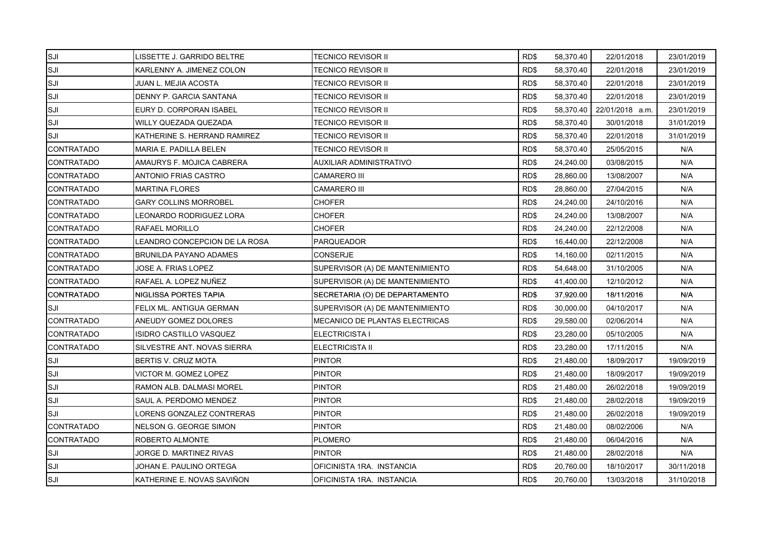| | | | | | | |
|---|---|---|---|---|---|---|
| SJI | LISSETTE J. GARRIDO BELTRE | TECNICO REVISOR II | RD$ | 58,370.40 | 22/01/2018 | 23/01/2019 |
| SJI | KARLENNY A. JIMENEZ COLON | TECNICO REVISOR II | RD$ | 58,370.40 | 22/01/2018 | 23/01/2019 |
| SJI | JUAN L. MEJIA ACOSTA | TECNICO REVISOR II | RD$ | 58,370.40 | 22/01/2018 | 23/01/2019 |
| SJI | DENNY P. GARCIA SANTANA | TECNICO REVISOR II | RD$ | 58,370.40 | 22/01/2018 | 23/01/2019 |
| SJI | EURY D. CORPORAN ISABEL | TECNICO REVISOR II | RD$ | 58,370.40 | 22/01/2018 a.m. | 23/01/2019 |
| SJI | WILLY QUEZADA QUEZADA | TECNICO REVISOR II | RD$ | 58,370.40 | 30/01/2018 | 31/01/2019 |
| SJI | KATHERINE S. HERRAND RAMIREZ | TECNICO REVISOR II | RD$ | 58,370.40 | 22/01/2018 | 31/01/2019 |
| CONTRATADO | MARIA E. PADILLA BELEN | TECNICO REVISOR II | RD$ | 58,370.40 | 25/05/2015 | N/A |
| CONTRATADO | AMAURYS F. MOJICA CABRERA | AUXILIAR ADMINISTRATIVO | RD$ | 24,240.00 | 03/08/2015 | N/A |
| CONTRATADO | ANTONIO FRIAS CASTRO | CAMARERO III | RD$ | 28,860.00 | 13/08/2007 | N/A |
| CONTRATADO | MARTINA FLORES | CAMARERO III | RD$ | 28,860.00 | 27/04/2015 | N/A |
| CONTRATADO | GARY COLLINS MORROBEL | CHOFER | RD$ | 24,240.00 | 24/10/2016 | N/A |
| CONTRATADO | LEONARDO RODRIGUEZ LORA | CHOFER | RD$ | 24,240.00 | 13/08/2007 | N/A |
| CONTRATADO | RAFAEL MORILLO | CHOFER | RD$ | 24,240.00 | 22/12/2008 | N/A |
| CONTRATADO | LEANDRO CONCEPCION DE LA ROSA | PARQUEADOR | RD$ | 16,440.00 | 22/12/2008 | N/A |
| CONTRATADO | BRUNILDA PAYANO ADAMES | CONSERJE | RD$ | 14,160.00 | 02/11/2015 | N/A |
| CONTRATADO | JOSE A. FRIAS LOPEZ | SUPERVISOR (A) DE MANTENIMIENTO | RD$ | 54,648.00 | 31/10/2005 | N/A |
| CONTRATADO | RAFAEL A. LOPEZ NUÑEZ | SUPERVISOR (A) DE MANTENIMIENTO | RD$ | 41,400.00 | 12/10/2012 | N/A |
| CONTRATADO | NIGLISSA PORTES TAPIA | SECRETARIA (O) DE DEPARTAMENTO | RD$ | 37,920.00 | 18/11/2016 | N/A |
| SJI | FELIX ML. ANTIGUA GERMAN | SUPERVISOR (A) DE MANTENIMIENTO | RD$ | 30,000.00 | 04/10/2017 | N/A |
| CONTRATADO | ANEUDY GOMEZ DOLORES | MECANICO DE PLANTAS ELECTRICAS | RD$ | 29,580.00 | 02/06/2014 | N/A |
| CONTRATADO | ISIDRO CASTILLO VASQUEZ | ELECTRICISTA I | RD$ | 23,280.00 | 05/10/2005 | N/A |
| CONTRATADO | SILVESTRE ANT. NOVAS SIERRA | ELECTRICISTA II | RD$ | 23,280.00 | 17/11/2015 | N/A |
| SJI | BERTIS V. CRUZ MOTA | PINTOR | RD$ | 21,480.00 | 18/09/2017 | 19/09/2019 |
| SJI | VICTOR M. GOMEZ LOPEZ | PINTOR | RD$ | 21,480.00 | 18/09/2017 | 19/09/2019 |
| SJI | RAMON ALB. DALMASI MOREL | PINTOR | RD$ | 21,480.00 | 26/02/2018 | 19/09/2019 |
| SJI | SAUL A. PERDOMO MENDEZ | PINTOR | RD$ | 21,480.00 | 28/02/2018 | 19/09/2019 |
| SJI | LORENS GONZALEZ CONTRERAS | PINTOR | RD$ | 21,480.00 | 26/02/2018 | 19/09/2019 |
| CONTRATADO | NELSON G. GEORGE SIMON | PINTOR | RD$ | 21,480.00 | 08/02/2006 | N/A |
| CONTRATADO | ROBERTO ALMONTE | PLOMERO | RD$ | 21,480.00 | 06/04/2016 | N/A |
| SJI | JORGE D. MARTINEZ RIVAS | PINTOR | RD$ | 21,480.00 | 28/02/2018 | N/A |
| SJI | JOHAN E. PAULINO ORTEGA | OFICINISTA 1RA. INSTANCIA | RD$ | 20,760.00 | 18/10/2017 | 30/11/2018 |
| SJI | KATHERINE E. NOVAS SAVIÑON | OFICINISTA 1RA. INSTANCIA | RD$ | 20,760.00 | 13/03/2018 | 31/10/2018 |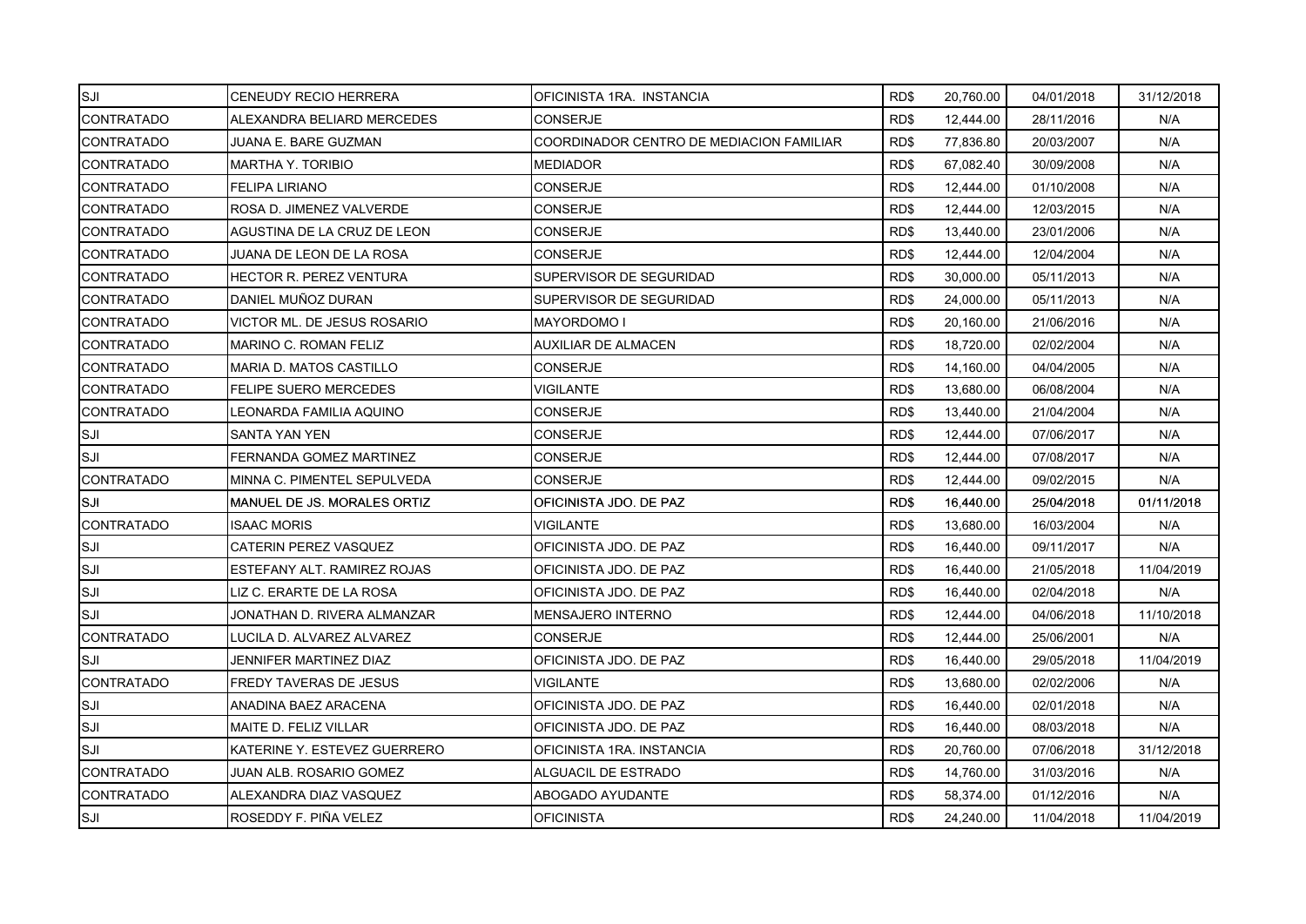| | | | | | | |
|---|---|---|---|---|---|---|
| SJI | CENEUDY RECIO HERRERA | OFICINISTA 1RA. INSTANCIA | RD$ | 20,760.00 | 04/01/2018 | 31/12/2018 |
| CONTRATADO | ALEXANDRA BELIARD MERCEDES | CONSERJE | RD$ | 12,444.00 | 28/11/2016 | N/A |
| CONTRATADO | JUANA E. BARE GUZMAN | COORDINADOR CENTRO DE MEDIACION FAMILIAR | RD$ | 77,836.80 | 20/03/2007 | N/A |
| CONTRATADO | MARTHA Y. TORIBIO | MEDIADOR | RD$ | 67,082.40 | 30/09/2008 | N/A |
| CONTRATADO | FELIPA LIRIANO | CONSERJE | RD$ | 12,444.00 | 01/10/2008 | N/A |
| CONTRATADO | ROSA D. JIMENEZ VALVERDE | CONSERJE | RD$ | 12,444.00 | 12/03/2015 | N/A |
| CONTRATADO | AGUSTINA DE LA CRUZ DE LEON | CONSERJE | RD$ | 13,440.00 | 23/01/2006 | N/A |
| CONTRATADO | JUANA DE LEON DE LA ROSA | CONSERJE | RD$ | 12,444.00 | 12/04/2004 | N/A |
| CONTRATADO | HECTOR R. PEREZ VENTURA | SUPERVISOR DE SEGURIDAD | RD$ | 30,000.00 | 05/11/2013 | N/A |
| CONTRATADO | DANIEL MUÑOZ DURAN | SUPERVISOR DE SEGURIDAD | RD$ | 24,000.00 | 05/11/2013 | N/A |
| CONTRATADO | VICTOR ML. DE JESUS ROSARIO | MAYORDOMO I | RD$ | 20,160.00 | 21/06/2016 | N/A |
| CONTRATADO | MARINO C. ROMAN FELIZ | AUXILIAR DE ALMACEN | RD$ | 18,720.00 | 02/02/2004 | N/A |
| CONTRATADO | MARIA D. MATOS CASTILLO | CONSERJE | RD$ | 14,160.00 | 04/04/2005 | N/A |
| CONTRATADO | FELIPE SUERO MERCEDES | VIGILANTE | RD$ | 13,680.00 | 06/08/2004 | N/A |
| CONTRATADO | LEONARDA FAMILIA AQUINO | CONSERJE | RD$ | 13,440.00 | 21/04/2004 | N/A |
| SJI | SANTA YAN YEN | CONSERJE | RD$ | 12,444.00 | 07/06/2017 | N/A |
| SJI | FERNANDA GOMEZ MARTINEZ | CONSERJE | RD$ | 12,444.00 | 07/08/2017 | N/A |
| CONTRATADO | MINNA C. PIMENTEL SEPULVEDA | CONSERJE | RD$ | 12,444.00 | 09/02/2015 | N/A |
| SJI | MANUEL DE JS. MORALES ORTIZ | OFICINISTA JDO. DE PAZ | RD$ | 16,440.00 | 25/04/2018 | 01/11/2018 |
| CONTRATADO | ISAAC MORIS | VIGILANTE | RD$ | 13,680.00 | 16/03/2004 | N/A |
| SJI | CATERIN PEREZ VASQUEZ | OFICINISTA JDO. DE PAZ | RD$ | 16,440.00 | 09/11/2017 | N/A |
| SJI | ESTEFANY ALT. RAMIREZ ROJAS | OFICINISTA JDO. DE PAZ | RD$ | 16,440.00 | 21/05/2018 | 11/04/2019 |
| SJI | LIZ C. ERARTE DE LA ROSA | OFICINISTA JDO. DE PAZ | RD$ | 16,440.00 | 02/04/2018 | N/A |
| SJI | JONATHAN D. RIVERA ALMANZAR | MENSAJERO INTERNO | RD$ | 12,444.00 | 04/06/2018 | 11/10/2018 |
| CONTRATADO | LUCILA D. ALVAREZ ALVAREZ | CONSERJE | RD$ | 12,444.00 | 25/06/2001 | N/A |
| SJI | JENNIFER MARTINEZ DIAZ | OFICINISTA JDO. DE PAZ | RD$ | 16,440.00 | 29/05/2018 | 11/04/2019 |
| CONTRATADO | FREDY TAVERAS DE JESUS | VIGILANTE | RD$ | 13,680.00 | 02/02/2006 | N/A |
| SJI | ANADINA BAEZ ARACENA | OFICINISTA JDO. DE PAZ | RD$ | 16,440.00 | 02/01/2018 | N/A |
| SJI | MAITE D. FELIZ VILLAR | OFICINISTA JDO. DE PAZ | RD$ | 16,440.00 | 08/03/2018 | N/A |
| SJI | KATERINE Y. ESTEVEZ GUERRERO | OFICINISTA 1RA. INSTANCIA | RD$ | 20,760.00 | 07/06/2018 | 31/12/2018 |
| CONTRATADO | JUAN ALB. ROSARIO GOMEZ | ALGUACIL DE ESTRADO | RD$ | 14,760.00 | 31/03/2016 | N/A |
| CONTRATADO | ALEXANDRA DIAZ VASQUEZ | ABOGADO AYUDANTE | RD$ | 58,374.00 | 01/12/2016 | N/A |
| SJI | ROSEDDY F. PIÑA VELEZ | OFICINISTA | RD$ | 24,240.00 | 11/04/2018 | 11/04/2019 |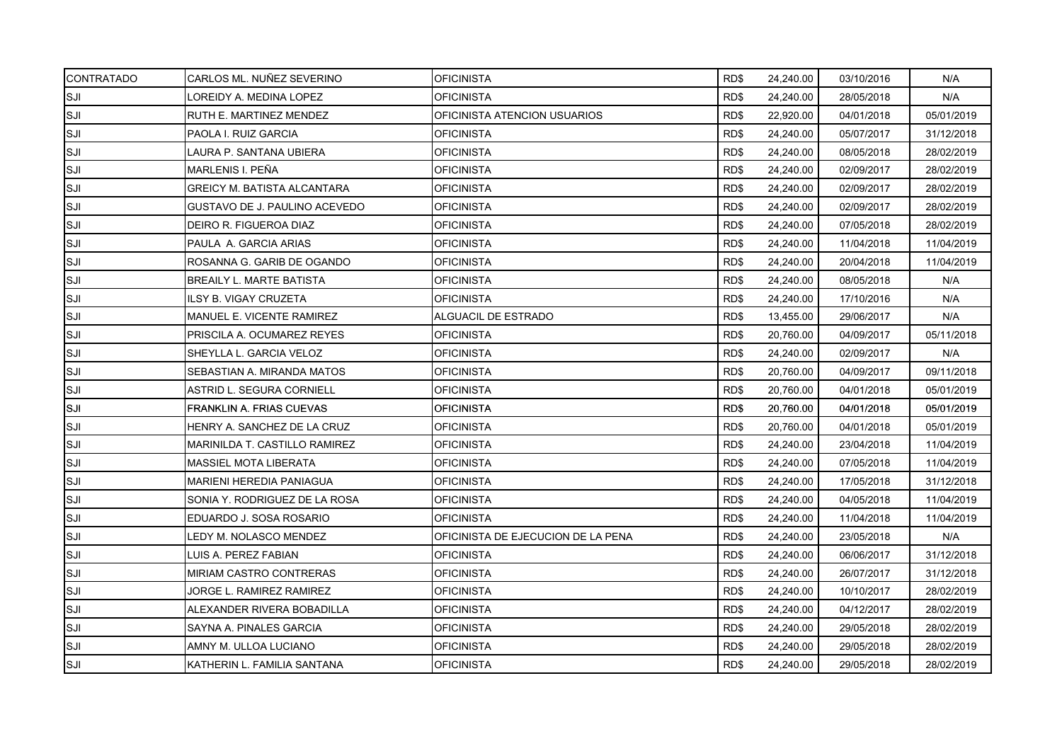| CONTRATADO | CARLOS ML. NUÑEZ SEVERINO | OFICINISTA | RD$ | 24,240.00 | 03/10/2016 | N/A |
|---|---|---|---|---|---|---|
| SJI | LOREIDY A. MEDINA LOPEZ | OFICINISTA | RD$ | 24,240.00 | 28/05/2018 | N/A |
| SJI | RUTH E. MARTINEZ MENDEZ | OFICINISTA ATENCION USUARIOS | RD$ | 22,920.00 | 04/01/2018 | 05/01/2019 |
| SJI | PAOLA I. RUIZ GARCIA | OFICINISTA | RD$ | 24,240.00 | 05/07/2017 | 31/12/2018 |
| SJI | LAURA P. SANTANA UBIERA | OFICINISTA | RD$ | 24,240.00 | 08/05/2018 | 28/02/2019 |
| SJI | MARLENIS I. PEÑA | OFICINISTA | RD$ | 24,240.00 | 02/09/2017 | 28/02/2019 |
| SJI | GREICY M. BATISTA ALCANTARA | OFICINISTA | RD$ | 24,240.00 | 02/09/2017 | 28/02/2019 |
| SJI | GUSTAVO DE J. PAULINO ACEVEDO | OFICINISTA | RD$ | 24,240.00 | 02/09/2017 | 28/02/2019 |
| SJI | DEIRO R. FIGUEROA DIAZ | OFICINISTA | RD$ | 24,240.00 | 07/05/2018 | 28/02/2019 |
| SJI | PAULA A. GARCIA ARIAS | OFICINISTA | RD$ | 24,240.00 | 11/04/2018 | 11/04/2019 |
| SJI | ROSANNA G. GARIB DE OGANDO | OFICINISTA | RD$ | 24,240.00 | 20/04/2018 | 11/04/2019 |
| SJI | BREAILY L. MARTE BATISTA | OFICINISTA | RD$ | 24,240.00 | 08/05/2018 | N/A |
| SJI | ILSY B. VIGAY CRUZETA | OFICINISTA | RD$ | 24,240.00 | 17/10/2016 | N/A |
| SJI | MANUEL E. VICENTE RAMIREZ | ALGUACIL DE ESTRADO | RD$ | 13,455.00 | 29/06/2017 | N/A |
| SJI | PRISCILA A. OCUMAREZ REYES | OFICINISTA | RD$ | 20,760.00 | 04/09/2017 | 05/11/2018 |
| SJI | SHEYLLA L. GARCIA VELOZ | OFICINISTA | RD$ | 24,240.00 | 02/09/2017 | N/A |
| SJI | SEBASTIAN A. MIRANDA MATOS | OFICINISTA | RD$ | 20,760.00 | 04/09/2017 | 09/11/2018 |
| SJI | ASTRID L. SEGURA CORNIELL | OFICINISTA | RD$ | 20,760.00 | 04/01/2018 | 05/01/2019 |
| SJI | FRANKLIN A. FRIAS CUEVAS | OFICINISTA | RD$ | 20,760.00 | 04/01/2018 | 05/01/2019 |
| SJI | HENRY A. SANCHEZ DE LA CRUZ | OFICINISTA | RD$ | 20,760.00 | 04/01/2018 | 05/01/2019 |
| SJI | MARINILDA T. CASTILLO RAMIREZ | OFICINISTA | RD$ | 24,240.00 | 23/04/2018 | 11/04/2019 |
| SJI | MASSIEL MOTA LIBERATA | OFICINISTA | RD$ | 24,240.00 | 07/05/2018 | 11/04/2019 |
| SJI | MARIENI HEREDIA PANIAGUA | OFICINISTA | RD$ | 24,240.00 | 17/05/2018 | 31/12/2018 |
| SJI | SONIA Y. RODRIGUEZ DE LA ROSA | OFICINISTA | RD$ | 24,240.00 | 04/05/2018 | 11/04/2019 |
| SJI | EDUARDO J. SOSA ROSARIO | OFICINISTA | RD$ | 24,240.00 | 11/04/2018 | 11/04/2019 |
| SJI | LEDY M. NOLASCO MENDEZ | OFICINISTA DE EJECUCION DE LA PENA | RD$ | 24,240.00 | 23/05/2018 | N/A |
| SJI | LUIS A. PEREZ FABIAN | OFICINISTA | RD$ | 24,240.00 | 06/06/2017 | 31/12/2018 |
| SJI | MIRIAM CASTRO CONTRERAS | OFICINISTA | RD$ | 24,240.00 | 26/07/2017 | 31/12/2018 |
| SJI | JORGE L. RAMIREZ RAMIREZ | OFICINISTA | RD$ | 24,240.00 | 10/10/2017 | 28/02/2019 |
| SJI | ALEXANDER RIVERA BOBADILLA | OFICINISTA | RD$ | 24,240.00 | 04/12/2017 | 28/02/2019 |
| SJI | SAYNA A. PINALES GARCIA | OFICINISTA | RD$ | 24,240.00 | 29/05/2018 | 28/02/2019 |
| SJI | AMNY M. ULLOA LUCIANO | OFICINISTA | RD$ | 24,240.00 | 29/05/2018 | 28/02/2019 |
| SJI | KATHERIN L. FAMILIA SANTANA | OFICINISTA | RD$ | 24,240.00 | 29/05/2018 | 28/02/2019 |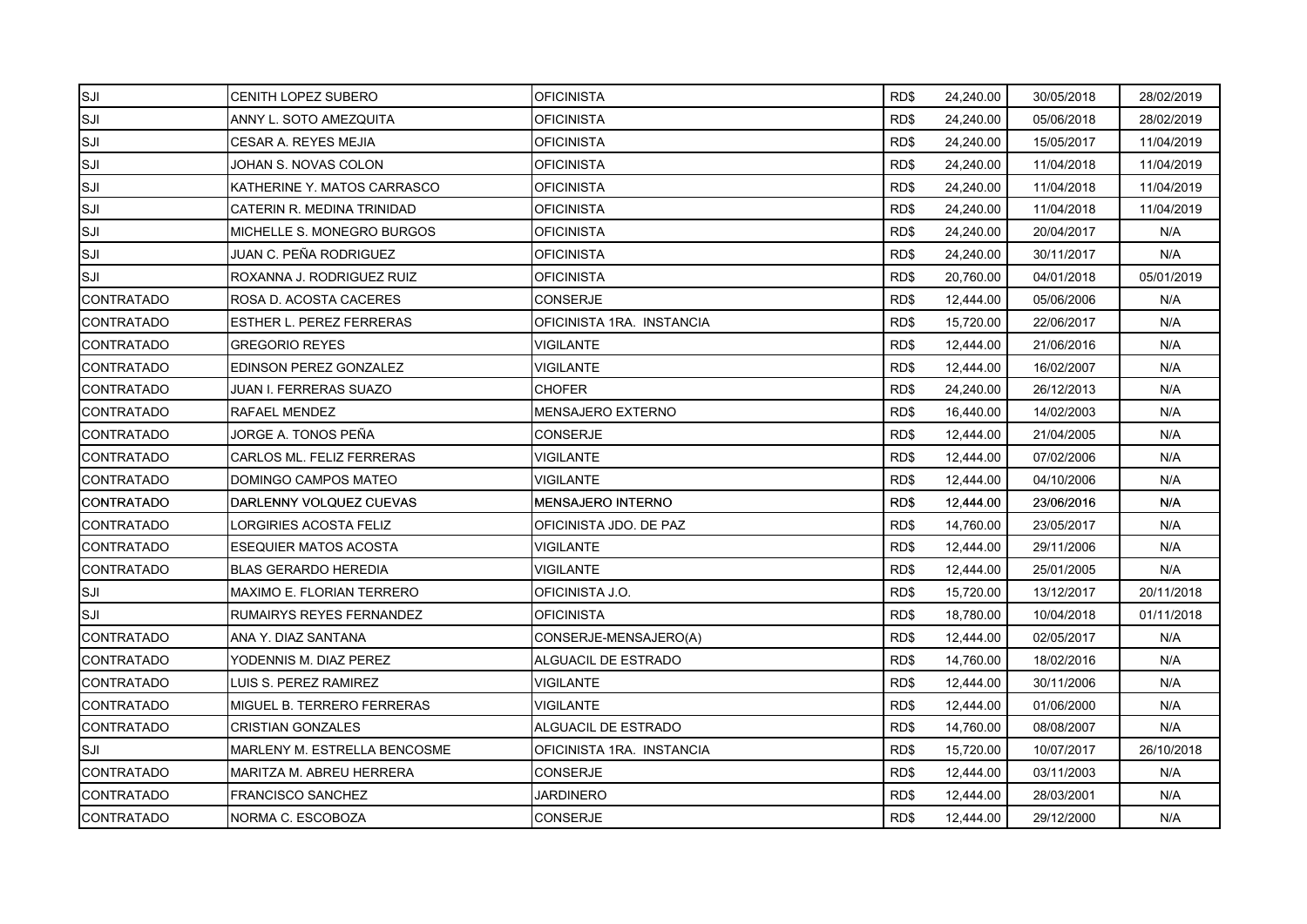| | | | | | | |
|---|---|---|---|---|---|---|
| SJI | CENITH LOPEZ SUBERO | OFICINISTA | RD$ | 24,240.00 | 30/05/2018 | 28/02/2019 |
| SJI | ANNY L. SOTO AMEZQUITA | OFICINISTA | RD$ | 24,240.00 | 05/06/2018 | 28/02/2019 |
| SJI | CESAR A. REYES MEJIA | OFICINISTA | RD$ | 24,240.00 | 15/05/2017 | 11/04/2019 |
| SJI | JOHAN S. NOVAS COLON | OFICINISTA | RD$ | 24,240.00 | 11/04/2018 | 11/04/2019 |
| SJI | KATHERINE Y. MATOS CARRASCO | OFICINISTA | RD$ | 24,240.00 | 11/04/2018 | 11/04/2019 |
| SJI | CATERIN R. MEDINA TRINIDAD | OFICINISTA | RD$ | 24,240.00 | 11/04/2018 | 11/04/2019 |
| SJI | MICHELLE S. MONEGRO BURGOS | OFICINISTA | RD$ | 24,240.00 | 20/04/2017 | N/A |
| SJI | JUAN C. PEÑA RODRIGUEZ | OFICINISTA | RD$ | 24,240.00 | 30/11/2017 | N/A |
| SJI | ROXANNA J. RODRIGUEZ RUIZ | OFICINISTA | RD$ | 20,760.00 | 04/01/2018 | 05/01/2019 |
| CONTRATADO | ROSA D. ACOSTA CACERES | CONSERJE | RD$ | 12,444.00 | 05/06/2006 | N/A |
| CONTRATADO | ESTHER L. PEREZ FERRERAS | OFICINISTA 1RA. INSTANCIA | RD$ | 15,720.00 | 22/06/2017 | N/A |
| CONTRATADO | GREGORIO REYES | VIGILANTE | RD$ | 12,444.00 | 21/06/2016 | N/A |
| CONTRATADO | EDINSON PEREZ GONZALEZ | VIGILANTE | RD$ | 12,444.00 | 16/02/2007 | N/A |
| CONTRATADO | JUAN I. FERRERAS SUAZO | CHOFER | RD$ | 24,240.00 | 26/12/2013 | N/A |
| CONTRATADO | RAFAEL MENDEZ | MENSAJERO EXTERNO | RD$ | 16,440.00 | 14/02/2003 | N/A |
| CONTRATADO | JORGE A. TONOS PEÑA | CONSERJE | RD$ | 12,444.00 | 21/04/2005 | N/A |
| CONTRATADO | CARLOS ML. FELIZ FERRERAS | VIGILANTE | RD$ | 12,444.00 | 07/02/2006 | N/A |
| CONTRATADO | DOMINGO CAMPOS MATEO | VIGILANTE | RD$ | 12,444.00 | 04/10/2006 | N/A |
| CONTRATADO | DARLENNY VOLQUEZ CUEVAS | MENSAJERO INTERNO | RD$ | 12,444.00 | 23/06/2016 | N/A |
| CONTRATADO | LORGIRIES ACOSTA FELIZ | OFICINISTA JDO. DE PAZ | RD$ | 14,760.00 | 23/05/2017 | N/A |
| CONTRATADO | ESEQUIER MATOS ACOSTA | VIGILANTE | RD$ | 12,444.00 | 29/11/2006 | N/A |
| CONTRATADO | BLAS GERARDO HEREDIA | VIGILANTE | RD$ | 12,444.00 | 25/01/2005 | N/A |
| SJI | MAXIMO E. FLORIAN TERRERO | OFICINISTA J.O. | RD$ | 15,720.00 | 13/12/2017 | 20/11/2018 |
| SJI | RUMAIRYS REYES FERNANDEZ | OFICINISTA | RD$ | 18,780.00 | 10/04/2018 | 01/11/2018 |
| CONTRATADO | ANA Y. DIAZ SANTANA | CONSERJE-MENSAJERO(A) | RD$ | 12,444.00 | 02/05/2017 | N/A |
| CONTRATADO | YODENNIS M. DIAZ PEREZ | ALGUACIL DE ESTRADO | RD$ | 14,760.00 | 18/02/2016 | N/A |
| CONTRATADO | LUIS S. PEREZ RAMIREZ | VIGILANTE | RD$ | 12,444.00 | 30/11/2006 | N/A |
| CONTRATADO | MIGUEL B. TERRERO FERRERAS | VIGILANTE | RD$ | 12,444.00 | 01/06/2000 | N/A |
| CONTRATADO | CRISTIAN GONZALES | ALGUACIL DE ESTRADO | RD$ | 14,760.00 | 08/08/2007 | N/A |
| SJI | MARLENY M. ESTRELLA BENCOSME | OFICINISTA 1RA. INSTANCIA | RD$ | 15,720.00 | 10/07/2017 | 26/10/2018 |
| CONTRATADO | MARITZA M. ABREU HERRERA | CONSERJE | RD$ | 12,444.00 | 03/11/2003 | N/A |
| CONTRATADO | FRANCISCO SANCHEZ | JARDINERO | RD$ | 12,444.00 | 28/03/2001 | N/A |
| CONTRATADO | NORMA C. ESCOBOZA | CONSERJE | RD$ | 12,444.00 | 29/12/2000 | N/A |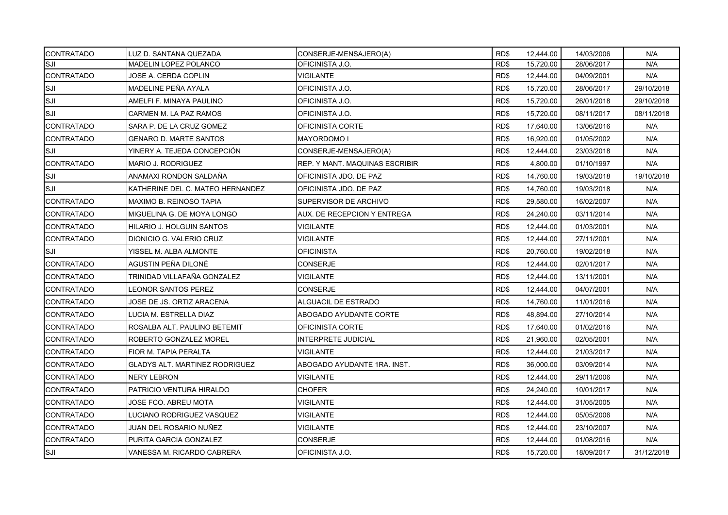| | | | | | | |
|---|---|---|---|---|---|---|
| CONTRATADO | LUZ D. SANTANA QUEZADA | CONSERJE-MENSAJERO(A) | RD$ | 12,444.00 | 14/03/2006 | N/A |
| SJI | MADELIN LOPEZ POLANCO | OFICINISTA J.O. | RD$ | 15,720.00 | 28/06/2017 | N/A |
| CONTRATADO | JOSE A. CERDA COPLIN | VIGILANTE | RD$ | 12,444.00 | 04/09/2001 | N/A |
| SJI | MADELINE PEÑA AYALA | OFICINISTA J.O. | RD$ | 15,720.00 | 28/06/2017 | 29/10/2018 |
| SJI | AMELFI F. MINAYA PAULINO | OFICINISTA J.O. | RD$ | 15,720.00 | 26/01/2018 | 29/10/2018 |
| SJI | CARMEN M. LA PAZ RAMOS | OFICINISTA J.O. | RD$ | 15,720.00 | 08/11/2017 | 08/11/2018 |
| CONTRATADO | SARA P. DE LA CRUZ GOMEZ | OFICINISTA CORTE | RD$ | 17,640.00 | 13/06/2016 | N/A |
| CONTRATADO | GENARO D. MARTE SANTOS | MAYORDOMO I | RD$ | 16,920.00 | 01/05/2002 | N/A |
| SJI | YINERY A. TEJEDA CONCEPCIÓN | CONSERJE-MENSAJERO(A) | RD$ | 12,444.00 | 23/03/2018 | N/A |
| CONTRATADO | MARIO J. RODRIGUEZ | REP. Y MANT. MAQUINAS ESCRIBIR | RD$ | 4,800.00 | 01/10/1997 | N/A |
| SJI | ANAMAXI RONDON SALDAÑA | OFICINISTA JDO. DE PAZ | RD$ | 14,760.00 | 19/03/2018 | 19/10/2018 |
| SJI | KATHERINE DEL C. MATEO HERNANDEZ | OFICINISTA JDO. DE PAZ | RD$ | 14,760.00 | 19/03/2018 | N/A |
| CONTRATADO | MAXIMO B. REINOSO TAPIA | SUPERVISOR DE ARCHIVO | RD$ | 29,580.00 | 16/02/2007 | N/A |
| CONTRATADO | MIGUELINA G. DE MOYA LONGO | AUX. DE RECEPCION Y ENTREGA | RD$ | 24,240.00 | 03/11/2014 | N/A |
| CONTRATADO | HILARIO J. HOLGUIN SANTOS | VIGILANTE | RD$ | 12,444.00 | 01/03/2001 | N/A |
| CONTRATADO | DIONICIO G. VALERIO CRUZ | VIGILANTE | RD$ | 12,444.00 | 27/11/2001 | N/A |
| SJI | YISSEL M. ALBA ALMONTE | OFICINISTA | RD$ | 20,760.00 | 19/02/2018 | N/A |
| CONTRATADO | AGUSTIN PEÑA DILONÉ | CONSERJE | RD$ | 12,444.00 | 02/01/2017 | N/A |
| CONTRATADO | TRINIDAD VILLAFAÑA GONZALEZ | VIGILANTE | RD$ | 12,444.00 | 13/11/2001 | N/A |
| CONTRATADO | LEONOR SANTOS PEREZ | CONSERJE | RD$ | 12,444.00 | 04/07/2001 | N/A |
| CONTRATADO | JOSE DE JS. ORTIZ ARACENA | ALGUACIL DE ESTRADO | RD$ | 14,760.00 | 11/01/2016 | N/A |
| CONTRATADO | LUCIA M. ESTRELLA DIAZ | ABOGADO AYUDANTE CORTE | RD$ | 48,894.00 | 27/10/2014 | N/A |
| CONTRATADO | ROSALBA ALT. PAULINO BETEMIT | OFICINISTA CORTE | RD$ | 17,640.00 | 01/02/2016 | N/A |
| CONTRATADO | ROBERTO GONZALEZ MOREL | INTERPRETE JUDICIAL | RD$ | 21,960.00 | 02/05/2001 | N/A |
| CONTRATADO | FIOR M. TAPIA PERALTA | VIGILANTE | RD$ | 12,444.00 | 21/03/2017 | N/A |
| CONTRATADO | GLADYS ALT. MARTINEZ RODRIGUEZ | ABOGADO AYUDANTE 1RA. INST. | RD$ | 36,000.00 | 03/09/2014 | N/A |
| CONTRATADO | NERY LEBRON | VIGILANTE | RD$ | 12,444.00 | 29/11/2006 | N/A |
| CONTRATADO | PATRICIO VENTURA HIRALDO | CHOFER | RD$ | 24,240.00 | 10/01/2017 | N/A |
| CONTRATADO | JOSE FCO. ABREU MOTA | VIGILANTE | RD$ | 12,444.00 | 31/05/2005 | N/A |
| CONTRATADO | LUCIANO RODRIGUEZ VASQUEZ | VIGILANTE | RD$ | 12,444.00 | 05/05/2006 | N/A |
| CONTRATADO | JUAN DEL ROSARIO NUÑEZ | VIGILANTE | RD$ | 12,444.00 | 23/10/2007 | N/A |
| CONTRATADO | PURITA GARCIA GONZALEZ | CONSERJE | RD$ | 12,444.00 | 01/08/2016 | N/A |
| SJI | VANESSA M. RICARDO CABRERA | OFICINISTA J.O. | RD$ | 15,720.00 | 18/09/2017 | 31/12/2018 |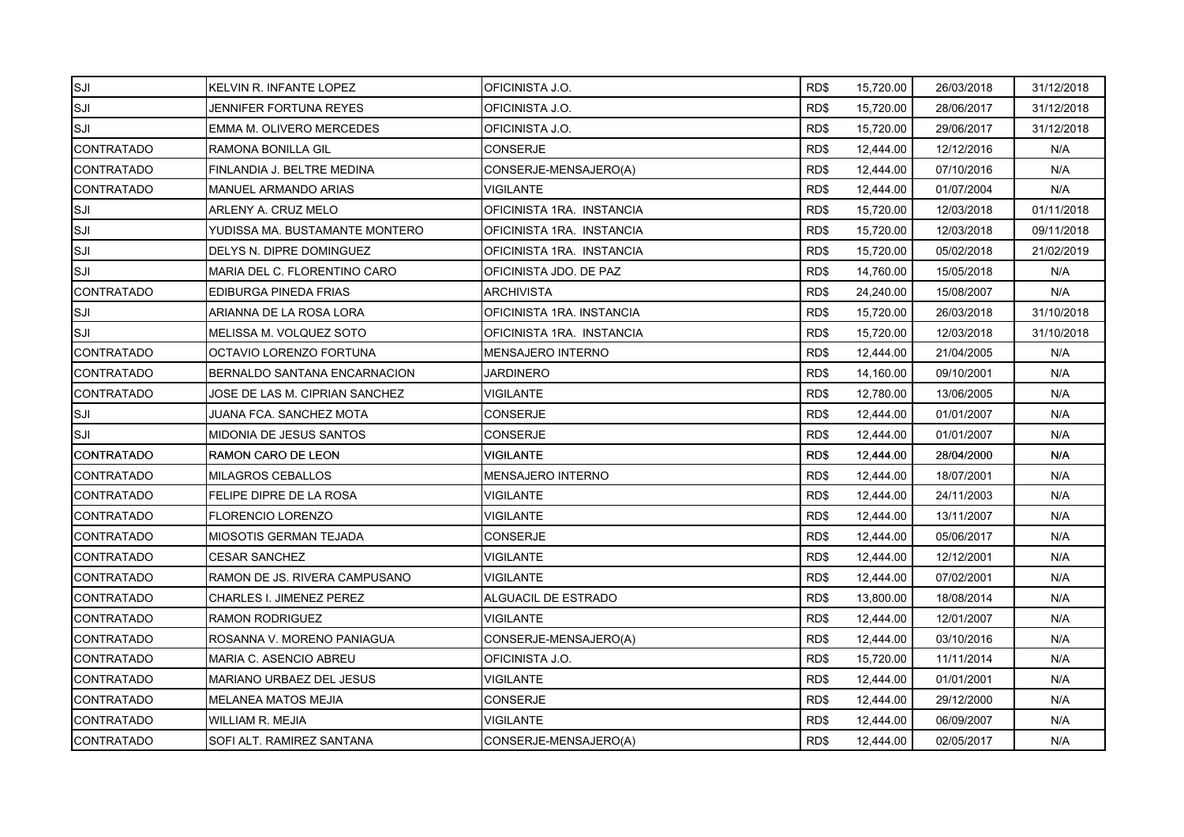| | | | | | | |
|---|---|---|---|---|---|---|
| SJI | KELVIN R. INFANTE LOPEZ | OFICINISTA J.O. | RD$ | 15,720.00 | 26/03/2018 | 31/12/2018 |
| SJI | JENNIFER FORTUNA REYES | OFICINISTA J.O. | RD$ | 15,720.00 | 28/06/2017 | 31/12/2018 |
| SJI | EMMA M. OLIVERO MERCEDES | OFICINISTA J.O. | RD$ | 15,720.00 | 29/06/2017 | 31/12/2018 |
| CONTRATADO | RAMONA BONILLA GIL | CONSERJE | RD$ | 12,444.00 | 12/12/2016 | N/A |
| CONTRATADO | FINLANDIA J. BELTRE MEDINA | CONSERJE-MENSAJERO(A) | RD$ | 12,444.00 | 07/10/2016 | N/A |
| CONTRATADO | MANUEL ARMANDO ARIAS | VIGILANTE | RD$ | 12,444.00 | 01/07/2004 | N/A |
| SJI | ARLENY A. CRUZ MELO | OFICINISTA 1RA. INSTANCIA | RD$ | 15,720.00 | 12/03/2018 | 01/11/2018 |
| SJI | YUDISSA MA. BUSTAMANTE MONTERO | OFICINISTA 1RA. INSTANCIA | RD$ | 15,720.00 | 12/03/2018 | 09/11/2018 |
| SJI | DELYS N. DIPRE DOMINGUEZ | OFICINISTA 1RA. INSTANCIA | RD$ | 15,720.00 | 05/02/2018 | 21/02/2019 |
| SJI | MARIA DEL C. FLORENTINO CARO | OFICINISTA JDO. DE PAZ | RD$ | 14,760.00 | 15/05/2018 | N/A |
| CONTRATADO | EDIBURGA PINEDA FRIAS | ARCHIVISTA | RD$ | 24,240.00 | 15/08/2007 | N/A |
| SJI | ARIANNA DE LA ROSA LORA | OFICINISTA 1RA. INSTANCIA | RD$ | 15,720.00 | 26/03/2018 | 31/10/2018 |
| SJI | MELISSA M. VOLQUEZ SOTO | OFICINISTA 1RA. INSTANCIA | RD$ | 15,720.00 | 12/03/2018 | 31/10/2018 |
| CONTRATADO | OCTAVIO LORENZO FORTUNA | MENSAJERO INTERNO | RD$ | 12,444.00 | 21/04/2005 | N/A |
| CONTRATADO | BERNALDO SANTANA ENCARNACION | JARDINERO | RD$ | 14,160.00 | 09/10/2001 | N/A |
| CONTRATADO | JOSE DE LAS M. CIPRIAN SANCHEZ | VIGILANTE | RD$ | 12,780.00 | 13/06/2005 | N/A |
| SJI | JUANA FCA. SANCHEZ MOTA | CONSERJE | RD$ | 12,444.00 | 01/01/2007 | N/A |
| SJI | MIDONIA DE JESUS SANTOS | CONSERJE | RD$ | 12,444.00 | 01/01/2007 | N/A |
| CONTRATADO | RAMON CARO DE LEON | VIGILANTE | RD$ | 12,444.00 | 28/04/2000 | N/A |
| CONTRATADO | MILAGROS CEBALLOS | MENSAJERO INTERNO | RD$ | 12,444.00 | 18/07/2001 | N/A |
| CONTRATADO | FELIPE DIPRE DE LA ROSA | VIGILANTE | RD$ | 12,444.00 | 24/11/2003 | N/A |
| CONTRATADO | FLORENCIO LORENZO | VIGILANTE | RD$ | 12,444.00 | 13/11/2007 | N/A |
| CONTRATADO | MIOSOTIS GERMAN TEJADA | CONSERJE | RD$ | 12,444.00 | 05/06/2017 | N/A |
| CONTRATADO | CESAR SANCHEZ | VIGILANTE | RD$ | 12,444.00 | 12/12/2001 | N/A |
| CONTRATADO | RAMON DE JS. RIVERA CAMPUSANO | VIGILANTE | RD$ | 12,444.00 | 07/02/2001 | N/A |
| CONTRATADO | CHARLES I. JIMENEZ PEREZ | ALGUACIL DE ESTRADO | RD$ | 13,800.00 | 18/08/2014 | N/A |
| CONTRATADO | RAMON RODRIGUEZ | VIGILANTE | RD$ | 12,444.00 | 12/01/2007 | N/A |
| CONTRATADO | ROSANNA V. MORENO PANIAGUA | CONSERJE-MENSAJERO(A) | RD$ | 12,444.00 | 03/10/2016 | N/A |
| CONTRATADO | MARIA C. ASENCIO ABREU | OFICINISTA J.O. | RD$ | 15,720.00 | 11/11/2014 | N/A |
| CONTRATADO | MARIANO URBAEZ DEL JESUS | VIGILANTE | RD$ | 12,444.00 | 01/01/2001 | N/A |
| CONTRATADO | MELANEA MATOS MEJIA | CONSERJE | RD$ | 12,444.00 | 29/12/2000 | N/A |
| CONTRATADO | WILLIAM R. MEJIA | VIGILANTE | RD$ | 12,444.00 | 06/09/2007 | N/A |
| CONTRATADO | SOFI ALT. RAMIREZ SANTANA | CONSERJE-MENSAJERO(A) | RD$ | 12,444.00 | 02/05/2017 | N/A |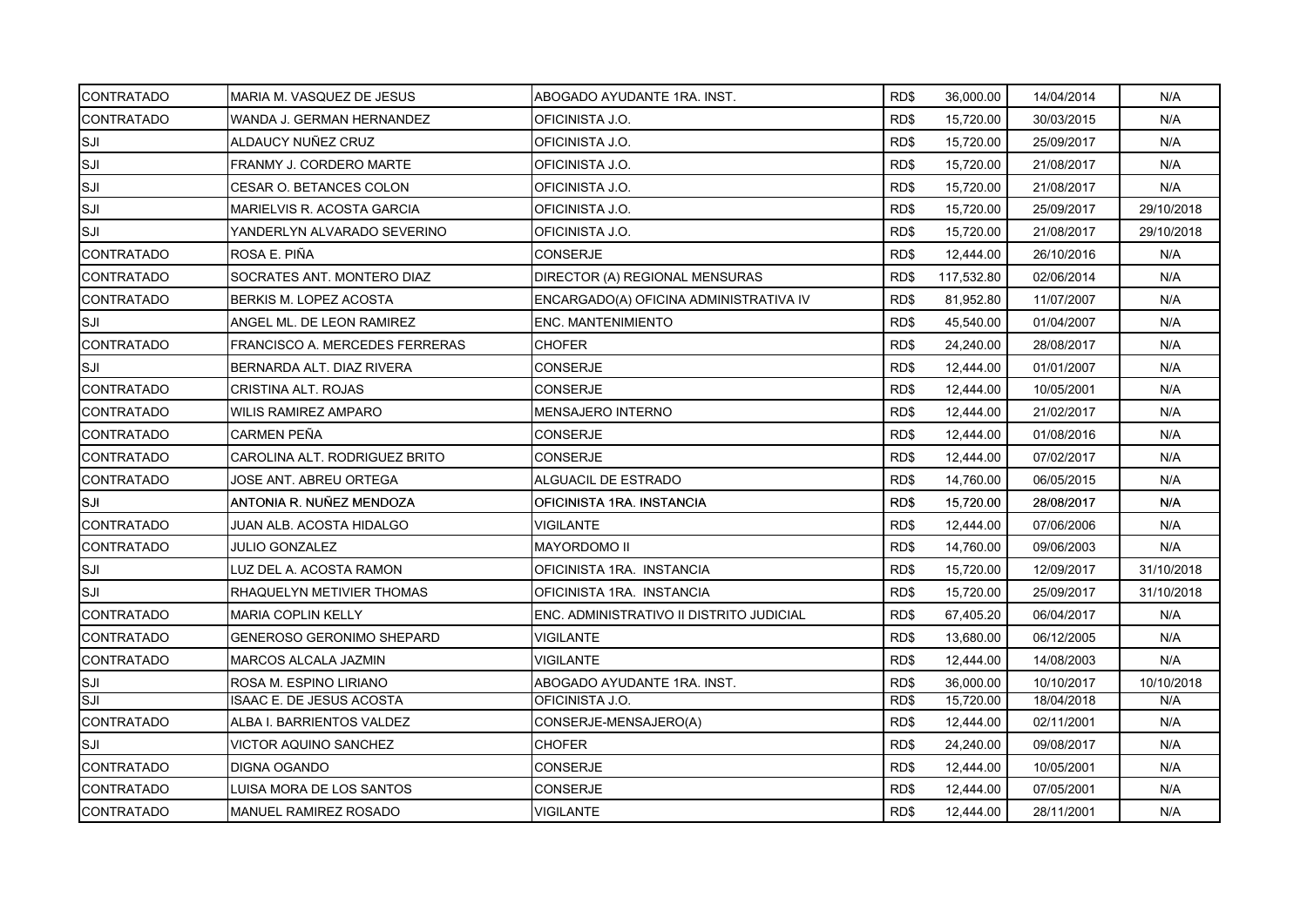| | | | | | | |
|---|---|---|---|---|---|---|
| CONTRATADO | MARIA M. VASQUEZ DE JESUS | ABOGADO AYUDANTE 1RA. INST. | RD$ | 36,000.00 | 14/04/2014 | N/A |
| CONTRATADO | WANDA J. GERMAN HERNANDEZ | OFICINISTA J.O. | RD$ | 15,720.00 | 30/03/2015 | N/A |
| SJI | ALDAUCY NUÑEZ CRUZ | OFICINISTA J.O. | RD$ | 15,720.00 | 25/09/2017 | N/A |
| SJI | FRANMY J. CORDERO MARTE | OFICINISTA J.O. | RD$ | 15,720.00 | 21/08/2017 | N/A |
| SJI | CESAR O. BETANCES COLON | OFICINISTA J.O. | RD$ | 15,720.00 | 21/08/2017 | N/A |
| SJI | MARIELVIS R. ACOSTA GARCIA | OFICINISTA J.O. | RD$ | 15,720.00 | 25/09/2017 | 29/10/2018 |
| SJI | YANDERLYN ALVARADO SEVERINO | OFICINISTA J.O. | RD$ | 15,720.00 | 21/08/2017 | 29/10/2018 |
| CONTRATADO | ROSA E. PIÑA | CONSERJE | RD$ | 12,444.00 | 26/10/2016 | N/A |
| CONTRATADO | SOCRATES ANT. MONTERO DIAZ | DIRECTOR (A) REGIONAL MENSURAS | RD$ | 117,532.80 | 02/06/2014 | N/A |
| CONTRATADO | BERKIS M. LOPEZ ACOSTA | ENCARGADO(A) OFICINA ADMINISTRATIVA IV | RD$ | 81,952.80 | 11/07/2007 | N/A |
| SJI | ANGEL ML. DE LEON RAMIREZ | ENC. MANTENIMIENTO | RD$ | 45,540.00 | 01/04/2007 | N/A |
| CONTRATADO | FRANCISCO A. MERCEDES FERRERAS | CHOFER | RD$ | 24,240.00 | 28/08/2017 | N/A |
| SJI | BERNARDA ALT. DIAZ RIVERA | CONSERJE | RD$ | 12,444.00 | 01/01/2007 | N/A |
| CONTRATADO | CRISTINA ALT. ROJAS | CONSERJE | RD$ | 12,444.00 | 10/05/2001 | N/A |
| CONTRATADO | WILIS RAMIREZ AMPARO | MENSAJERO INTERNO | RD$ | 12,444.00 | 21/02/2017 | N/A |
| CONTRATADO | CARMEN PEÑA | CONSERJE | RD$ | 12,444.00 | 01/08/2016 | N/A |
| CONTRATADO | CAROLINA ALT. RODRIGUEZ BRITO | CONSERJE | RD$ | 12,444.00 | 07/02/2017 | N/A |
| CONTRATADO | JOSE ANT. ABREU ORTEGA | ALGUACIL DE ESTRADO | RD$ | 14,760.00 | 06/05/2015 | N/A |
| SJI | ANTONIA R. NUÑEZ MENDOZA | OFICINISTA 1RA. INSTANCIA | RD$ | 15,720.00 | 28/08/2017 | N/A |
| CONTRATADO | JUAN ALB. ACOSTA HIDALGO | VIGILANTE | RD$ | 12,444.00 | 07/06/2006 | N/A |
| CONTRATADO | JULIO GONZALEZ | MAYORDOMO II | RD$ | 14,760.00 | 09/06/2003 | N/A |
| SJI | LUZ DEL A. ACOSTA RAMON | OFICINISTA 1RA. INSTANCIA | RD$ | 15,720.00 | 12/09/2017 | 31/10/2018 |
| SJI | RHAQUELYN METIVIER THOMAS | OFICINISTA 1RA. INSTANCIA | RD$ | 15,720.00 | 25/09/2017 | 31/10/2018 |
| CONTRATADO | MARIA COPLIN KELLY | ENC. ADMINISTRATIVO II DISTRITO JUDICIAL | RD$ | 67,405.20 | 06/04/2017 | N/A |
| CONTRATADO | GENEROSO GERONIMO SHEPARD | VIGILANTE | RD$ | 13,680.00 | 06/12/2005 | N/A |
| CONTRATADO | MARCOS ALCALA JAZMIN | VIGILANTE | RD$ | 12,444.00 | 14/08/2003 | N/A |
| SJI | ROSA M. ESPINO LIRIANO | ABOGADO AYUDANTE 1RA. INST. | RD$ | 36,000.00 | 10/10/2017 | 10/10/2018 |
| SJI | ISAAC E. DE JESUS ACOSTA | OFICINISTA J.O. | RD$ | 15,720.00 | 18/04/2018 | N/A |
| CONTRATADO | ALBA I. BARRIENTOS VALDEZ | CONSERJE-MENSAJERO(A) | RD$ | 12,444.00 | 02/11/2001 | N/A |
| SJI | VICTOR AQUINO SANCHEZ | CHOFER | RD$ | 24,240.00 | 09/08/2017 | N/A |
| CONTRATADO | DIGNA OGANDO | CONSERJE | RD$ | 12,444.00 | 10/05/2001 | N/A |
| CONTRATADO | LUISA MORA DE LOS SANTOS | CONSERJE | RD$ | 12,444.00 | 07/05/2001 | N/A |
| CONTRATADO | MANUEL RAMIREZ ROSADO | VIGILANTE | RD$ | 12,444.00 | 28/11/2001 | N/A |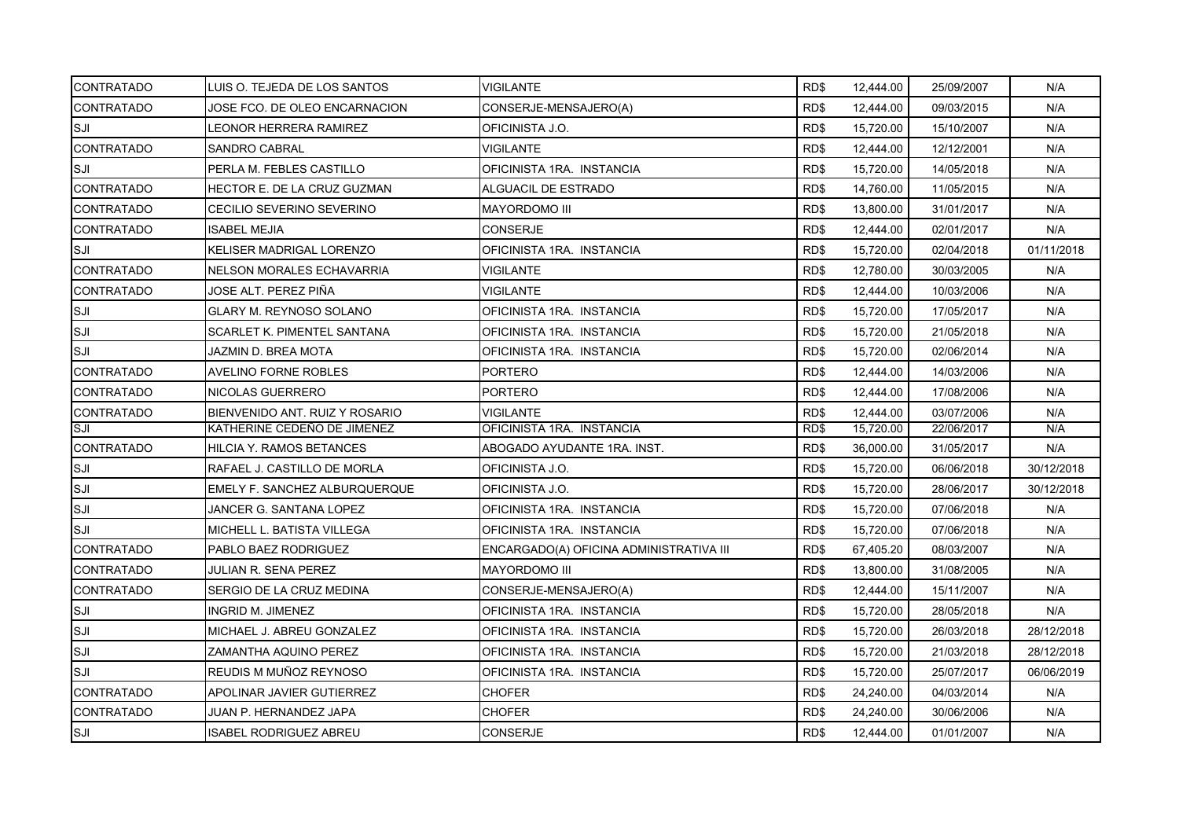| | | | | | | |
|---|---|---|---|---|---|---|
| CONTRATADO | LUIS O. TEJEDA DE LOS SANTOS | VIGILANTE | RD$ | 12,444.00 | 25/09/2007 | N/A |
| CONTRATADO | JOSE FCO. DE OLEO ENCARNACION | CONSERJE-MENSAJERO(A) | RD$ | 12,444.00 | 09/03/2015 | N/A |
| SJI | LEONOR HERRERA RAMIREZ | OFICINISTA J.O. | RD$ | 15,720.00 | 15/10/2007 | N/A |
| CONTRATADO | SANDRO CABRAL | VIGILANTE | RD$ | 12,444.00 | 12/12/2001 | N/A |
| SJI | PERLA M. FEBLES CASTILLO | OFICINISTA 1RA. INSTANCIA | RD$ | 15,720.00 | 14/05/2018 | N/A |
| CONTRATADO | HECTOR E. DE LA CRUZ GUZMAN | ALGUACIL DE ESTRADO | RD$ | 14,760.00 | 11/05/2015 | N/A |
| CONTRATADO | CECILIO SEVERINO SEVERINO | MAYORDOMO III | RD$ | 13,800.00 | 31/01/2017 | N/A |
| CONTRATADO | ISABEL MEJIA | CONSERJE | RD$ | 12,444.00 | 02/01/2017 | N/A |
| SJI | KELISER MADRIGAL LORENZO | OFICINISTA 1RA. INSTANCIA | RD$ | 15,720.00 | 02/04/2018 | 01/11/2018 |
| CONTRATADO | NELSON MORALES ECHAVARRIA | VIGILANTE | RD$ | 12,780.00 | 30/03/2005 | N/A |
| CONTRATADO | JOSE ALT. PEREZ PIÑA | VIGILANTE | RD$ | 12,444.00 | 10/03/2006 | N/A |
| SJI | GLARY M. REYNOSO SOLANO | OFICINISTA 1RA. INSTANCIA | RD$ | 15,720.00 | 17/05/2017 | N/A |
| SJI | SCARLET K. PIMENTEL SANTANA | OFICINISTA 1RA. INSTANCIA | RD$ | 15,720.00 | 21/05/2018 | N/A |
| SJI | JAZMIN D. BREA MOTA | OFICINISTA 1RA. INSTANCIA | RD$ | 15,720.00 | 02/06/2014 | N/A |
| CONTRATADO | AVELINO FORNE ROBLES | PORTERO | RD$ | 12,444.00 | 14/03/2006 | N/A |
| CONTRATADO | NICOLAS GUERRERO | PORTERO | RD$ | 12,444.00 | 17/08/2006 | N/A |
| CONTRATADO | BIENVENIDO ANT. RUIZ Y ROSARIO | VIGILANTE | RD$ | 12,444.00 | 03/07/2006 | N/A |
| SJI | KATHERINE CEDEÑO DE JIMENEZ | OFICINISTA 1RA. INSTANCIA | RD$ | 15,720.00 | 22/06/2017 | N/A |
| CONTRATADO | HILCIA Y. RAMOS BETANCES | ABOGADO AYUDANTE 1RA. INST. | RD$ | 36,000.00 | 31/05/2017 | N/A |
| SJI | RAFAEL J. CASTILLO DE MORLA | OFICINISTA J.O. | RD$ | 15,720.00 | 06/06/2018 | 30/12/2018 |
| SJI | EMELY F. SANCHEZ ALBURQUERQUE | OFICINISTA J.O. | RD$ | 15,720.00 | 28/06/2017 | 30/12/2018 |
| SJI | JANCER G. SANTANA LOPEZ | OFICINISTA 1RA. INSTANCIA | RD$ | 15,720.00 | 07/06/2018 | N/A |
| SJI | MICHELL L. BATISTA VILLEGA | OFICINISTA 1RA. INSTANCIA | RD$ | 15,720.00 | 07/06/2018 | N/A |
| CONTRATADO | PABLO BAEZ RODRIGUEZ | ENCARGADO(A) OFICINA ADMINISTRATIVA III | RD$ | 67,405.20 | 08/03/2007 | N/A |
| CONTRATADO | JULIAN R. SENA PEREZ | MAYORDOMO III | RD$ | 13,800.00 | 31/08/2005 | N/A |
| CONTRATADO | SERGIO DE LA CRUZ MEDINA | CONSERJE-MENSAJERO(A) | RD$ | 12,444.00 | 15/11/2007 | N/A |
| SJI | INGRID M. JIMENEZ | OFICINISTA 1RA. INSTANCIA | RD$ | 15,720.00 | 28/05/2018 | N/A |
| SJI | MICHAEL J. ABREU GONZALEZ | OFICINISTA 1RA. INSTANCIA | RD$ | 15,720.00 | 26/03/2018 | 28/12/2018 |
| SJI | ZAMANTHA AQUINO PEREZ | OFICINISTA 1RA. INSTANCIA | RD$ | 15,720.00 | 21/03/2018 | 28/12/2018 |
| SJI | REUDIS M MUÑOZ REYNOSO | OFICINISTA 1RA. INSTANCIA | RD$ | 15,720.00 | 25/07/2017 | 06/06/2019 |
| CONTRATADO | APOLINAR JAVIER GUTIERREZ | CHOFER | RD$ | 24,240.00 | 04/03/2014 | N/A |
| CONTRATADO | JUAN P. HERNANDEZ JAPA | CHOFER | RD$ | 24,240.00 | 30/06/2006 | N/A |
| SJI | ISABEL RODRIGUEZ ABREU | CONSERJE | RD$ | 12,444.00 | 01/01/2007 | N/A |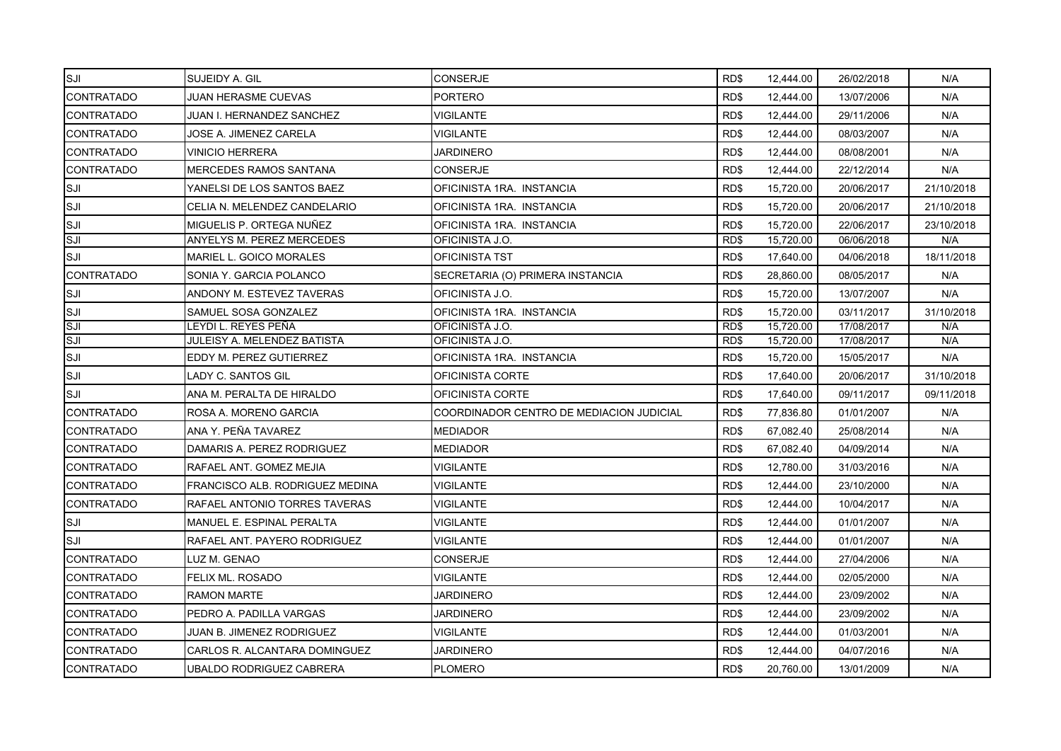| | | | | | | |
|---|---|---|---|---|---|---|
| SJI | SUJEIDY A. GIL | CONSERJE | RD$ | 12,444.00 | 26/02/2018 | N/A |
| CONTRATADO | JUAN HERASME CUEVAS | PORTERO | RD$ | 12,444.00 | 13/07/2006 | N/A |
| CONTRATADO | JUAN I. HERNANDEZ SANCHEZ | VIGILANTE | RD$ | 12,444.00 | 29/11/2006 | N/A |
| CONTRATADO | JOSE A. JIMENEZ CARELA | VIGILANTE | RD$ | 12,444.00 | 08/03/2007 | N/A |
| CONTRATADO | VINICIO HERRERA | JARDINERO | RD$ | 12,444.00 | 08/08/2001 | N/A |
| CONTRATADO | MERCEDES RAMOS SANTANA | CONSERJE | RD$ | 12,444.00 | 22/12/2014 | N/A |
| SJI | YANELSI DE LOS SANTOS BAEZ | OFICINISTA 1RA. INSTANCIA | RD$ | 15,720.00 | 20/06/2017 | 21/10/2018 |
| SJI | CELIA N. MELENDEZ CANDELARIO | OFICINISTA 1RA. INSTANCIA | RD$ | 15,720.00 | 20/06/2017 | 21/10/2018 |
| SJI | MIGUELIS P. ORTEGA NUÑEZ | OFICINISTA 1RA. INSTANCIA | RD$ | 15,720.00 | 22/06/2017 | 23/10/2018 |
| SJI | ANYELYS M. PEREZ MERCEDES | OFICINISTA J.O. | RD$ | 15,720.00 | 06/06/2018 | N/A |
| SJI | MARIEL L. GOICO MORALES | OFICINISTA TST | RD$ | 17,640.00 | 04/06/2018 | 18/11/2018 |
| CONTRATADO | SONIA Y. GARCIA POLANCO | SECRETARIA (O) PRIMERA INSTANCIA | RD$ | 28,860.00 | 08/05/2017 | N/A |
| SJI | ANDONY M. ESTEVEZ TAVERAS | OFICINISTA J.O. | RD$ | 15,720.00 | 13/07/2007 | N/A |
| SJI | SAMUEL SOSA GONZALEZ | OFICINISTA 1RA. INSTANCIA | RD$ | 15,720.00 | 03/11/2017 | 31/10/2018 |
| SJI | LEYDI L. REYES PEÑA | OFICINISTA J.O. | RD$ | 15,720.00 | 17/08/2017 | N/A |
| SJI | JULEISY A. MELENDEZ BATISTA | OFICINISTA J.O. | RD$ | 15,720.00 | 17/08/2017 | N/A |
| SJI | EDDY M. PEREZ GUTIERREZ | OFICINISTA 1RA. INSTANCIA | RD$ | 15,720.00 | 15/05/2017 | N/A |
| SJI | LADY C. SANTOS GIL | OFICINISTA CORTE | RD$ | 17,640.00 | 20/06/2017 | 31/10/2018 |
| SJI | ANA M. PERALTA DE HIRALDO | OFICINISTA CORTE | RD$ | 17,640.00 | 09/11/2017 | 09/11/2018 |
| CONTRATADO | ROSA A. MORENO GARCIA | COORDINADOR CENTRO DE MEDIACION JUDICIAL | RD$ | 77,836.80 | 01/01/2007 | N/A |
| CONTRATADO | ANA Y. PEÑA TAVAREZ | MEDIADOR | RD$ | 67,082.40 | 25/08/2014 | N/A |
| CONTRATADO | DAMARIS A. PEREZ RODRIGUEZ | MEDIADOR | RD$ | 67,082.40 | 04/09/2014 | N/A |
| CONTRATADO | RAFAEL ANT. GOMEZ MEJIA | VIGILANTE | RD$ | 12,780.00 | 31/03/2016 | N/A |
| CONTRATADO | FRANCISCO ALB. RODRIGUEZ MEDINA | VIGILANTE | RD$ | 12,444.00 | 23/10/2000 | N/A |
| CONTRATADO | RAFAEL ANTONIO TORRES TAVERAS | VIGILANTE | RD$ | 12,444.00 | 10/04/2017 | N/A |
| SJI | MANUEL E. ESPINAL PERALTA | VIGILANTE | RD$ | 12,444.00 | 01/01/2007 | N/A |
| SJI | RAFAEL ANT. PAYERO RODRIGUEZ | VIGILANTE | RD$ | 12,444.00 | 01/01/2007 | N/A |
| CONTRATADO | LUZ M. GENAO | CONSERJE | RD$ | 12,444.00 | 27/04/2006 | N/A |
| CONTRATADO | FELIX ML. ROSADO | VIGILANTE | RD$ | 12,444.00 | 02/05/2000 | N/A |
| CONTRATADO | RAMON MARTE | JARDINERO | RD$ | 12,444.00 | 23/09/2002 | N/A |
| CONTRATADO | PEDRO A. PADILLA VARGAS | JARDINERO | RD$ | 12,444.00 | 23/09/2002 | N/A |
| CONTRATADO | JUAN B. JIMENEZ RODRIGUEZ | VIGILANTE | RD$ | 12,444.00 | 01/03/2001 | N/A |
| CONTRATADO | CARLOS R. ALCANTARA DOMINGUEZ | JARDINERO | RD$ | 12,444.00 | 04/07/2016 | N/A |
| CONTRATADO | UBALDO RODRIGUEZ CABRERA | PLOMERO | RD$ | 20,760.00 | 13/01/2009 | N/A |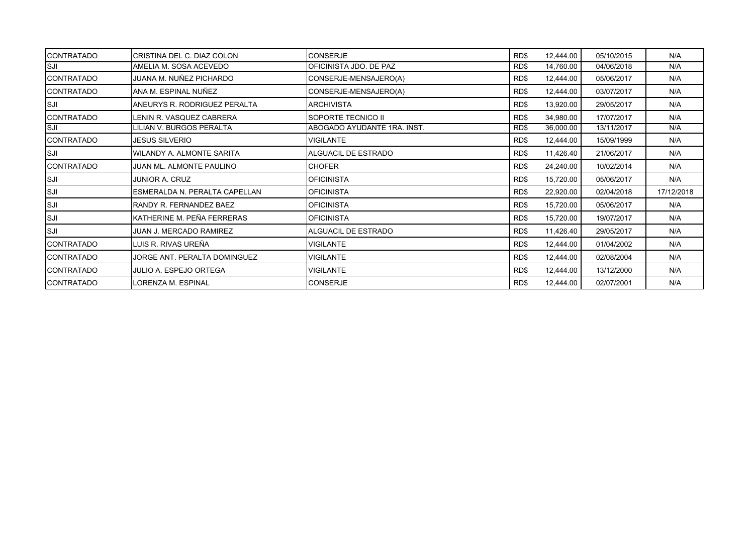| | | | | | | |
|---|---|---|---|---|---|---|
| CONTRATADO | CRISTINA DEL C. DIAZ COLON | CONSERJE | RD$ | 12,444.00 | 05/10/2015 | N/A |
| SJI | AMELIA M. SOSA ACEVEDO | OFICINISTA JDO. DE PAZ | RD$ | 14,760.00 | 04/06/2018 | N/A |
| CONTRATADO | JUANA M. NUÑEZ PICHARDO | CONSERJE-MENSAJERO(A) | RD$ | 12,444.00 | 05/06/2017 | N/A |
| CONTRATADO | ANA M. ESPINAL NUÑEZ | CONSERJE-MENSAJERO(A) | RD$ | 12,444.00 | 03/07/2017 | N/A |
| SJI | ANEURYS R. RODRIGUEZ PERALTA | ARCHIVISTA | RD$ | 13,920.00 | 29/05/2017 | N/A |
| CONTRATADO | LENIN R. VASQUEZ CABRERA | SOPORTE TECNICO II | RD$ | 34,980.00 | 17/07/2017 | N/A |
| SJI | LILIAN V. BURGOS PERALTA | ABOGADO AYUDANTE 1RA. INST. | RD$ | 36,000.00 | 13/11/2017 | N/A |
| CONTRATADO | JESUS SILVERIO | VIGILANTE | RD$ | 12,444.00 | 15/09/1999 | N/A |
| SJI | WILANDY A. ALMONTE SARITA | ALGUACIL DE ESTRADO | RD$ | 11,426.40 | 21/06/2017 | N/A |
| CONTRATADO | JUAN ML. ALMONTE PAULINO | CHOFER | RD$ | 24,240.00 | 10/02/2014 | N/A |
| SJI | JUNIOR A. CRUZ | OFICINISTA | RD$ | 15,720.00 | 05/06/2017 | N/A |
| SJI | ESMERALDA N. PERALTA CAPELLAN | OFICINISTA | RD$ | 22,920.00 | 02/04/2018 | 17/12/2018 |
| SJI | RANDY R. FERNANDEZ BAEZ | OFICINISTA | RD$ | 15,720.00 | 05/06/2017 | N/A |
| SJI | KATHERINE M. PEÑA FERRERAS | OFICINISTA | RD$ | 15,720.00 | 19/07/2017 | N/A |
| SJI | JUAN J. MERCADO RAMIREZ | ALGUACIL DE ESTRADO | RD$ | 11,426.40 | 29/05/2017 | N/A |
| CONTRATADO | LUIS R. RIVAS UREÑA | VIGILANTE | RD$ | 12,444.00 | 01/04/2002 | N/A |
| CONTRATADO | JORGE ANT. PERALTA DOMINGUEZ | VIGILANTE | RD$ | 12,444.00 | 02/08/2004 | N/A |
| CONTRATADO | JULIO A. ESPEJO ORTEGA | VIGILANTE | RD$ | 12,444.00 | 13/12/2000 | N/A |
| CONTRATADO | LORENZA M. ESPINAL | CONSERJE | RD$ | 12,444.00 | 02/07/2001 | N/A |